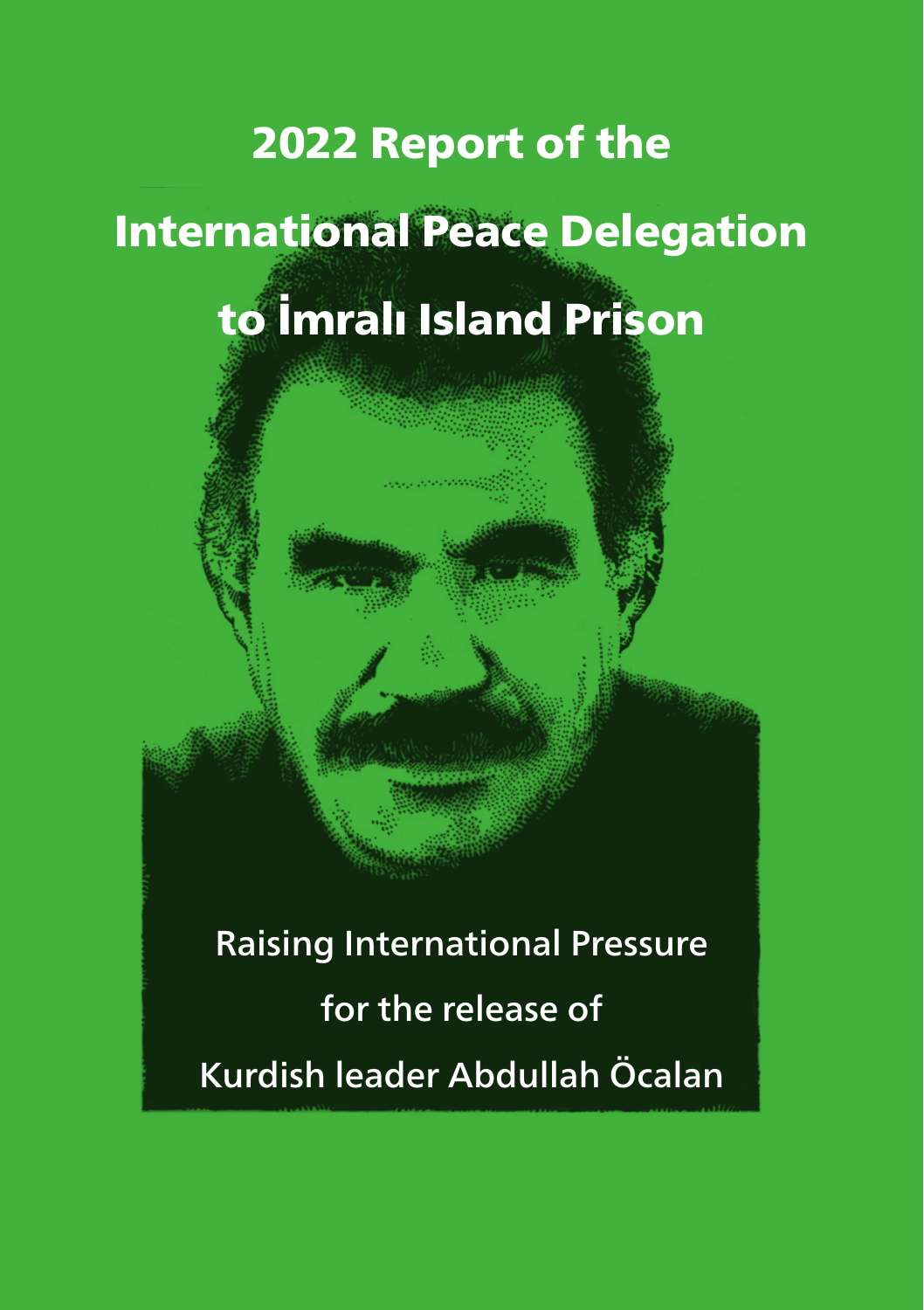# 2022 Report of the International Peace Delegation to İmralı Island Prison

Raising International Pressure

for the release of

Kurdish leader Abdullah Öcalan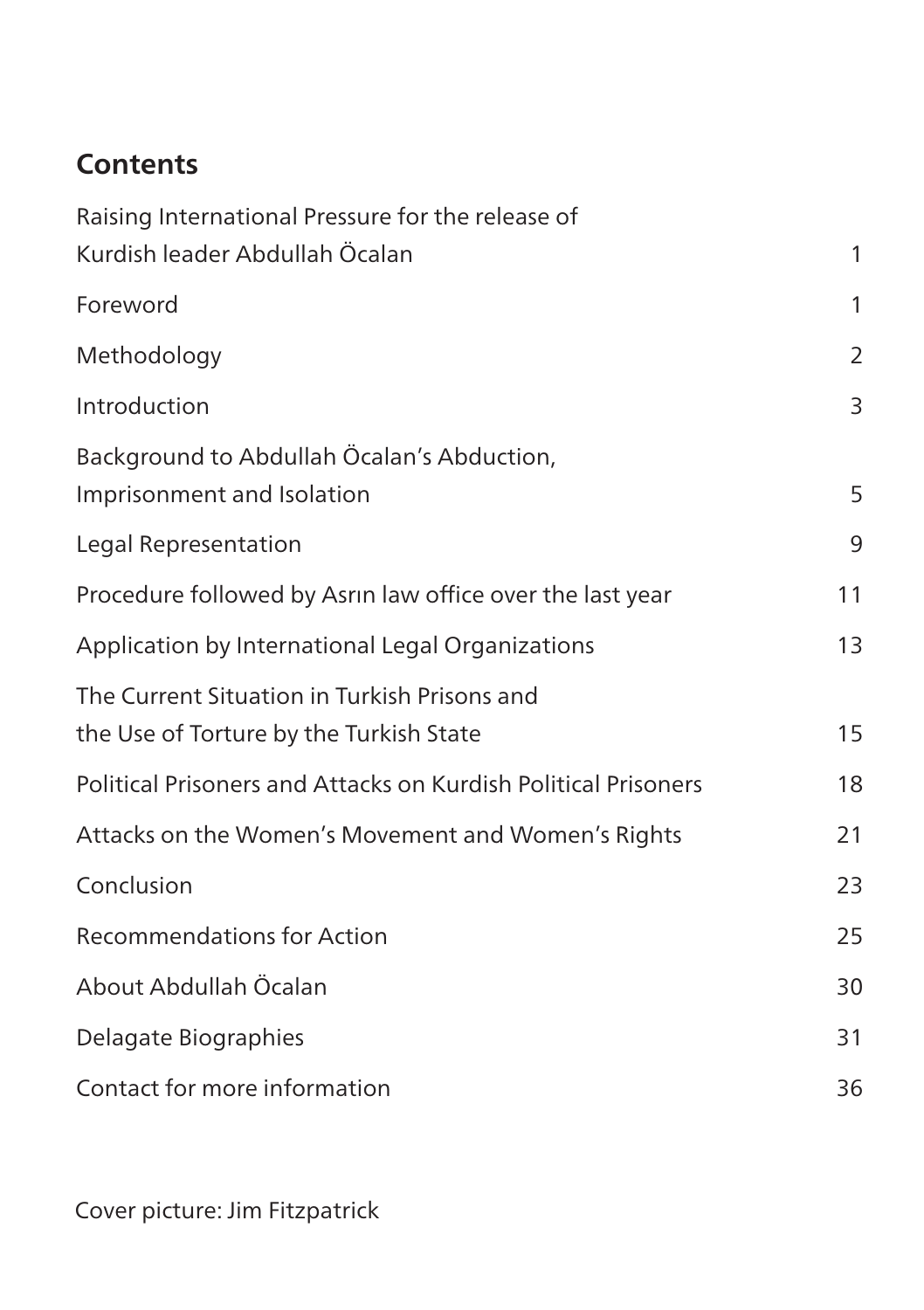## Contents

| | |
|---|---|
| Raising International Pressure for the release of Kurdish leader Abdullah Öcalan | 1 |
| Foreword | 1 |
| Methodology | 2 |
| Introduction | 3 |
| Background to Abdullah Öcalan's Abduction, Imprisonment and Isolation | 5 |
| Legal Representation | 9 |
| Procedure followed by Asrın law office over the last year | 11 |
| Application by International Legal Organizations | 13 |
| The Current Situation in Turkish Prisons and the Use of Torture by the Turkish State | 15 |
| Political Prisoners and Attacks on Kurdish Political Prisoners | 18 |
| Attacks on the Women's Movement and Women's Rights | 21 |
| Conclusion | 23 |
| Recommendations for Action | 25 |
| About Abdullah Öcalan | 30 |
| Delagate Biographies | 31 |
| Contact for more information | 36 |

Cover picture: Jim Fitzpatrick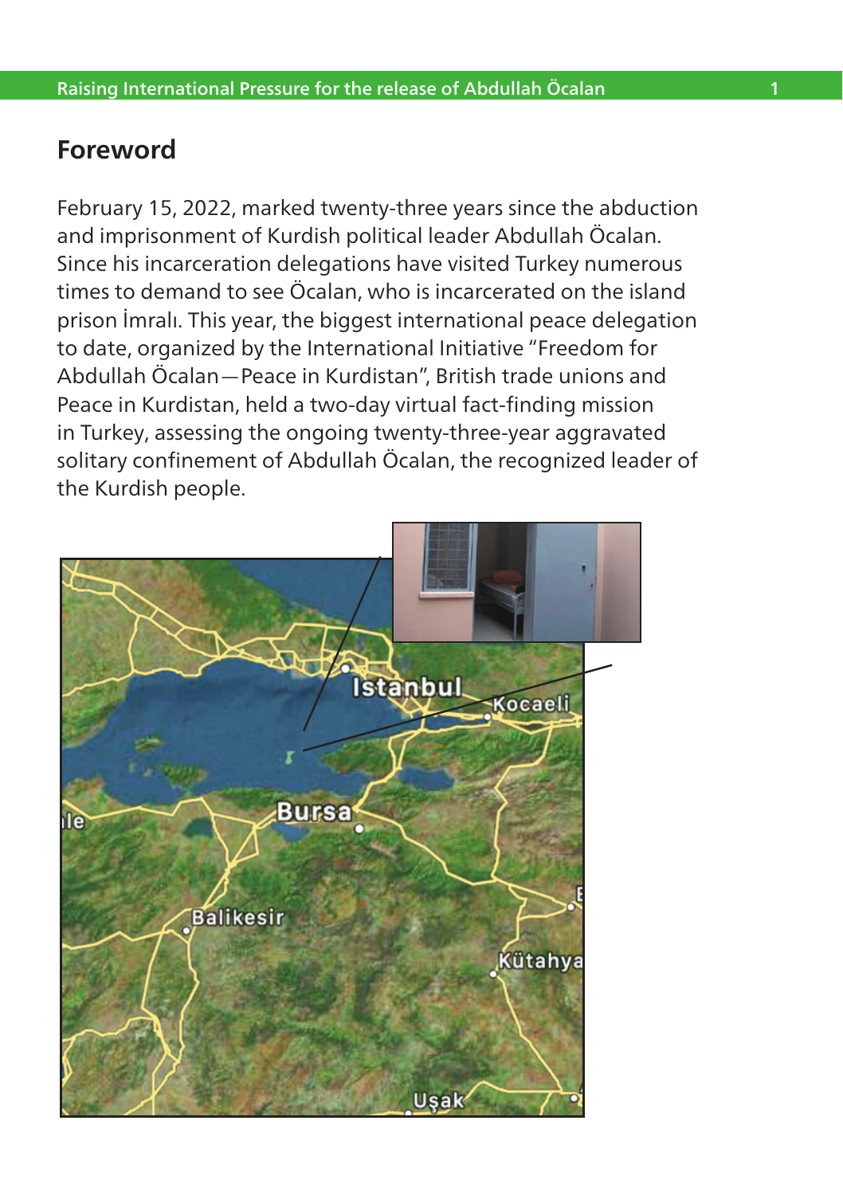## Foreword

February 15, 2022, marked twenty-three years since the abduction and imprisonment of Kurdish political leader Abdullah Öcalan. Since his incarceration delegations have visited Turkey numerous times to demand to see Öcalan, who is incarcerated on the island prison İmralı. This year, the biggest international peace delegation to date, organized by the International Initiative "Freedom for Abdullah Öcalan—Peace in Kurdistan", British trade unions and Peace in Kurdistan, held a two-day virtual fact-finding mission in Turkey, assessing the ongoing twenty-three-year aggravated solitary confinement of Abdullah Öcalan, the recognized leader of the Kurdish people.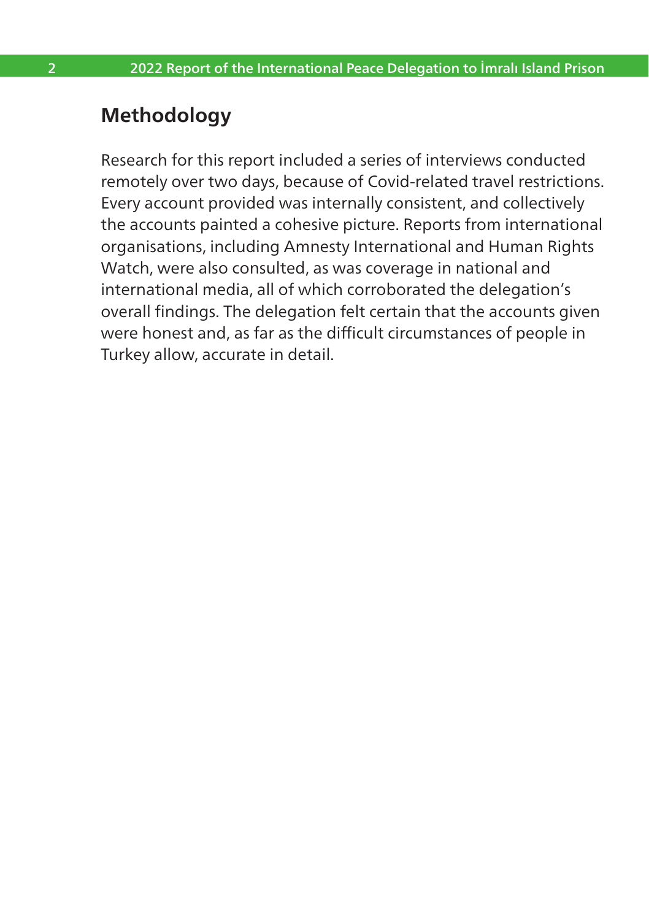## Methodology

Research for this report included a series of interviews conducted remotely over two days, because of Covid-related travel restrictions. Every account provided was internally consistent, and collectively the accounts painted a cohesive picture. Reports from international organisations, including Amnesty International and Human Rights Watch, were also consulted, as was coverage in national and international media, all of which corroborated the delegation's overall findings. The delegation felt certain that the accounts given were honest and, as far as the difficult circumstances of people in Turkey allow, accurate in detail.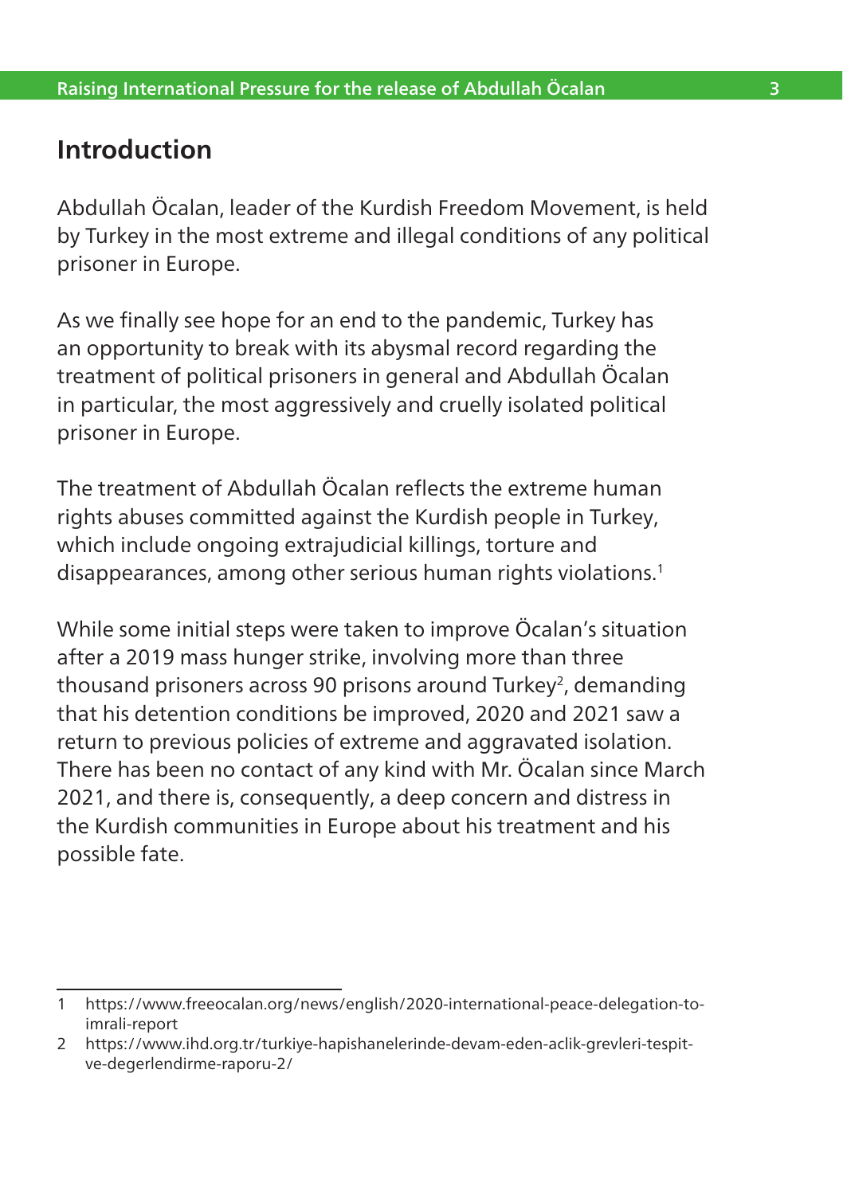## Introduction

Abdullah Öcalan, leader of the Kurdish Freedom Movement, is held by Turkey in the most extreme and illegal conditions of any political prisoner in Europe.

As we finally see hope for an end to the pandemic, Turkey has an opportunity to break with its abysmal record regarding the treatment of political prisoners in general and Abdullah Öcalan in particular, the most aggressively and cruelly isolated political prisoner in Europe.

The treatment of Abdullah Öcalan reflects the extreme human rights abuses committed against the Kurdish people in Turkey, which include ongoing extrajudicial killings, torture and disappearances, among other serious human rights violations.[1]

While some initial steps were taken to improve Öcalan's situation after a 2019 mass hunger strike, involving more than three thousand prisoners across 90 prisons around Turkey[2], demanding that his detention conditions be improved, 2020 and 2021 saw a return to previous policies of extreme and aggravated isolation. There has been no contact of any kind with Mr. Öcalan since March 2021, and there is, consequently, a deep concern and distress in the Kurdish communities in Europe about his treatment and his possible fate.

---

1 https://www.freeocalan.org/news/english/2020-international-peace-delegation-to-imrali-report

2 https://www.ihd.org.tr/turkiye-hapishanelerinde-devam-eden-aclik-grevleri-tespit-ve-degerlendirme-raporu-2/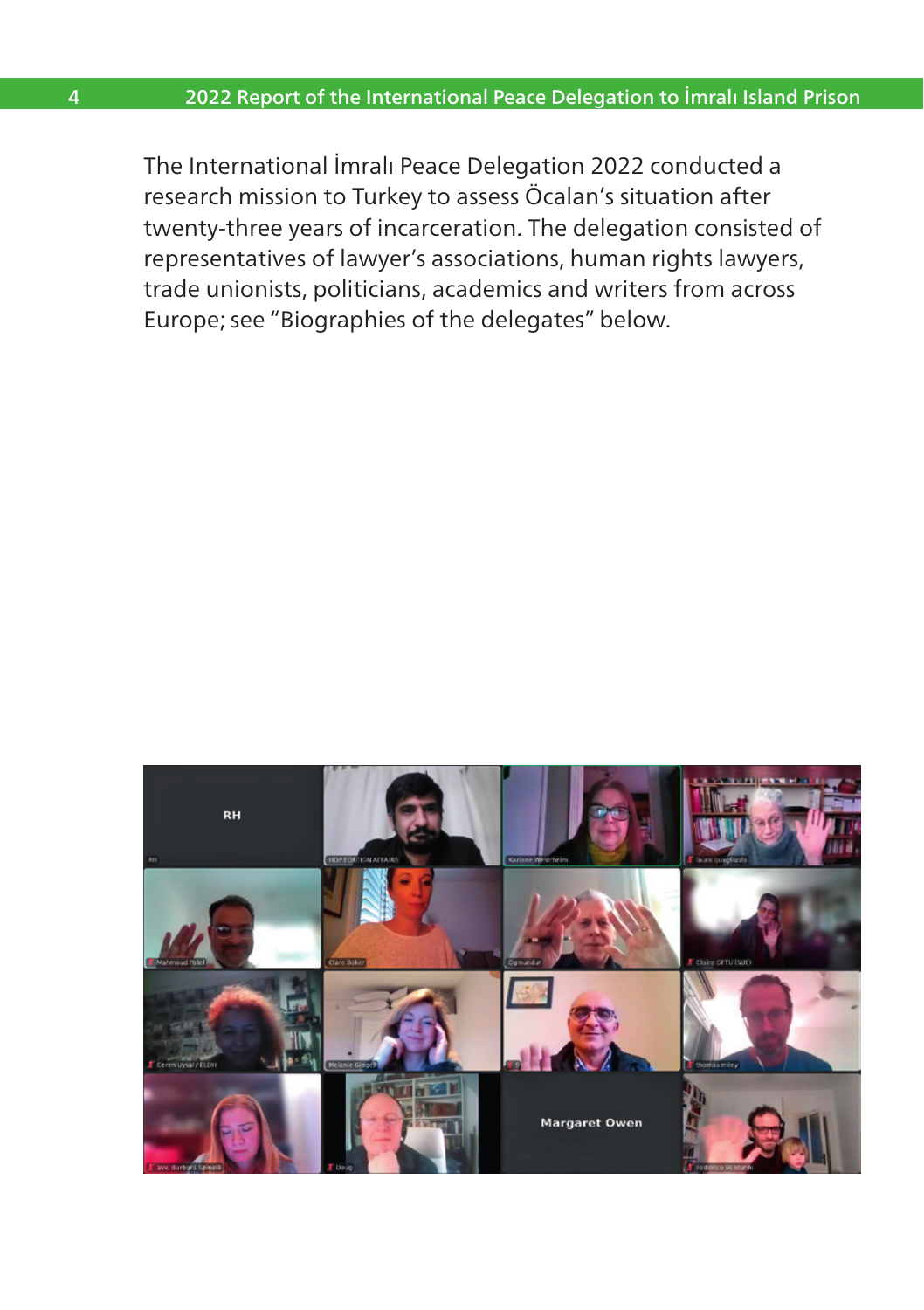The International İmralı Peace Delegation 2022 conducted a research mission to Turkey to assess Öcalan's situation after twenty-three years of incarceration. The delegation consisted of representatives of lawyer's associations, human rights lawyers, trade unionists, politicians, academics and writers from across Europe; see "Biographies of the delegates" below.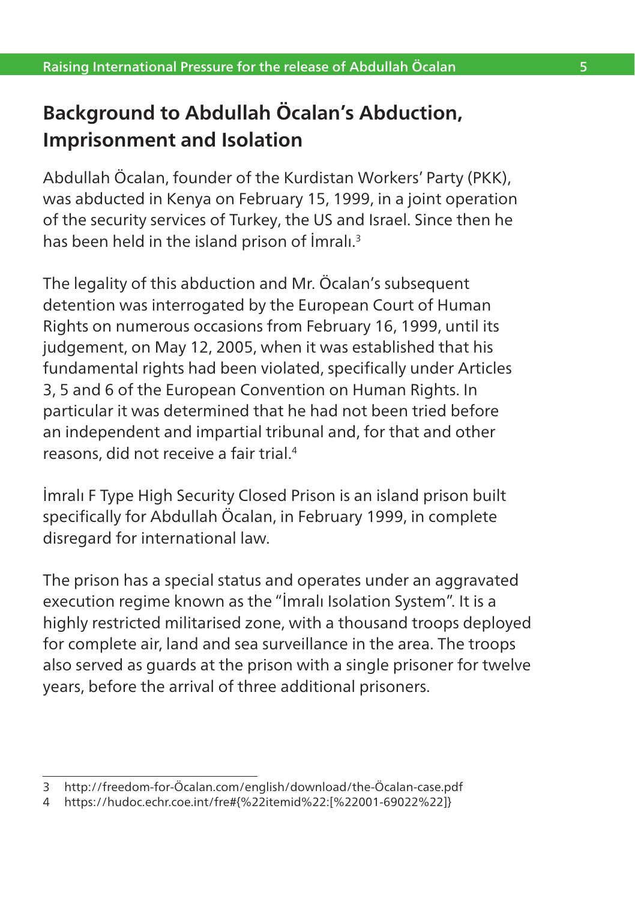## Background to Abdullah Öcalan's Abduction, Imprisonment and Isolation

Abdullah Öcalan, founder of the Kurdistan Workers' Party (PKK), was abducted in Kenya on February 15, 1999, in a joint operation of the security services of Turkey, the US and Israel. Since then he has been held in the island prison of İmralı.[3]

The legality of this abduction and Mr. Öcalan's subsequent detention was interrogated by the European Court of Human Rights on numerous occasions from February 16, 1999, until its judgement, on May 12, 2005, when it was established that his fundamental rights had been violated, specifically under Articles 3, 5 and 6 of the European Convention on Human Rights. In particular it was determined that he had not been tried before an independent and impartial tribunal and, for that and other reasons, did not receive a fair trial.[4]

İmralı F Type High Security Closed Prison is an island prison built specifically for Abdullah Öcalan, in February 1999, in complete disregard for international law.

The prison has a special status and operates under an aggravated execution regime known as the "İmralı Isolation System". It is a highly restricted militarised zone, with a thousand troops deployed for complete air, land and sea surveillance in the area. The troops also served as guards at the prison with a single prisoner for twelve years, before the arrival of three additional prisoners.

---

3 http://freedom-for-Öcalan.com/english/download/the-Öcalan-case.pdf

4 https://hudoc.echr.coe.int/fre#{%22itemid%22:[%22001-69022%22]}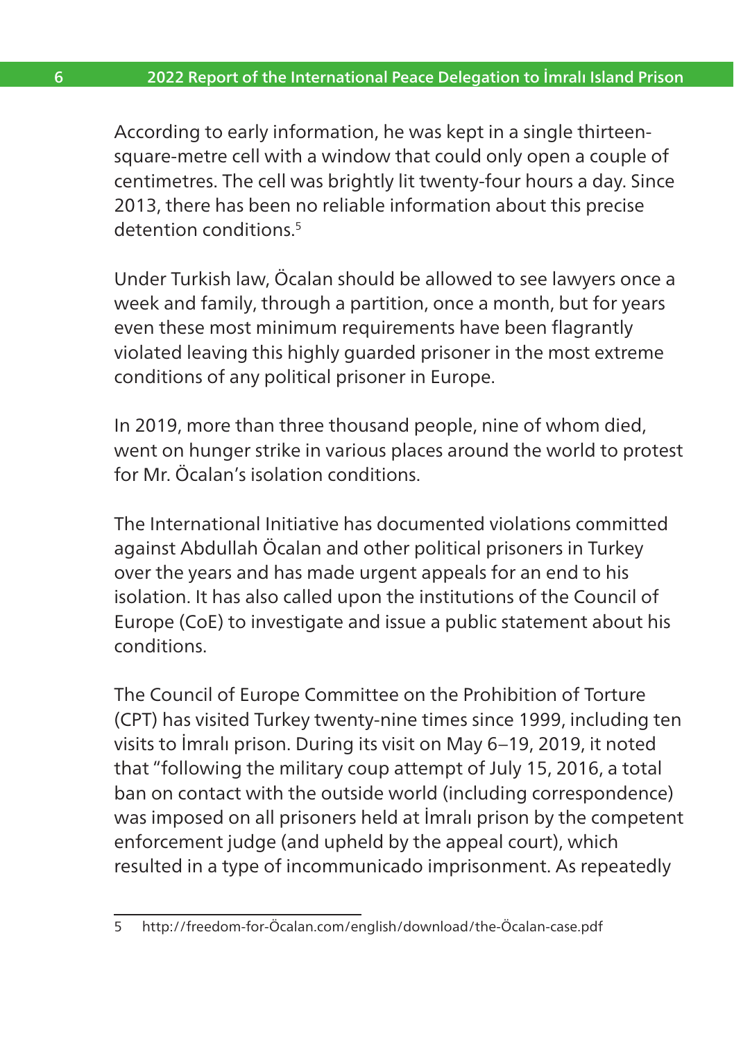According to early information, he was kept in a single thirteen-square-metre cell with a window that could only open a couple of centimetres. The cell was brightly lit twenty-four hours a day. Since 2013, there has been no reliable information about this precise detention conditions.[5]

Under Turkish law, Öcalan should be allowed to see lawyers once a week and family, through a partition, once a month, but for years even these most minimum requirements have been flagrantly violated leaving this highly guarded prisoner in the most extreme conditions of any political prisoner in Europe.

In 2019, more than three thousand people, nine of whom died, went on hunger strike in various places around the world to protest for Mr. Öcalan's isolation conditions.

The International Initiative has documented violations committed against Abdullah Öcalan and other political prisoners in Turkey over the years and has made urgent appeals for an end to his isolation. It has also called upon the institutions of the Council of Europe (CoE) to investigate and issue a public statement about his conditions.

The Council of Europe Committee on the Prohibition of Torture (CPT) has visited Turkey twenty-nine times since 1999, including ten visits to İmralı prison. During its visit on May 6–19, 2019, it noted that "following the military coup attempt of July 15, 2016, a total ban on contact with the outside world (including correspondence) was imposed on all prisoners held at İmralı prison by the competent enforcement judge (and upheld by the appeal court), which resulted in a type of incommunicado imprisonment. As repeatedly

---

5 http://freedom-for-Öcalan.com/english/download/the-Öcalan-case.pdf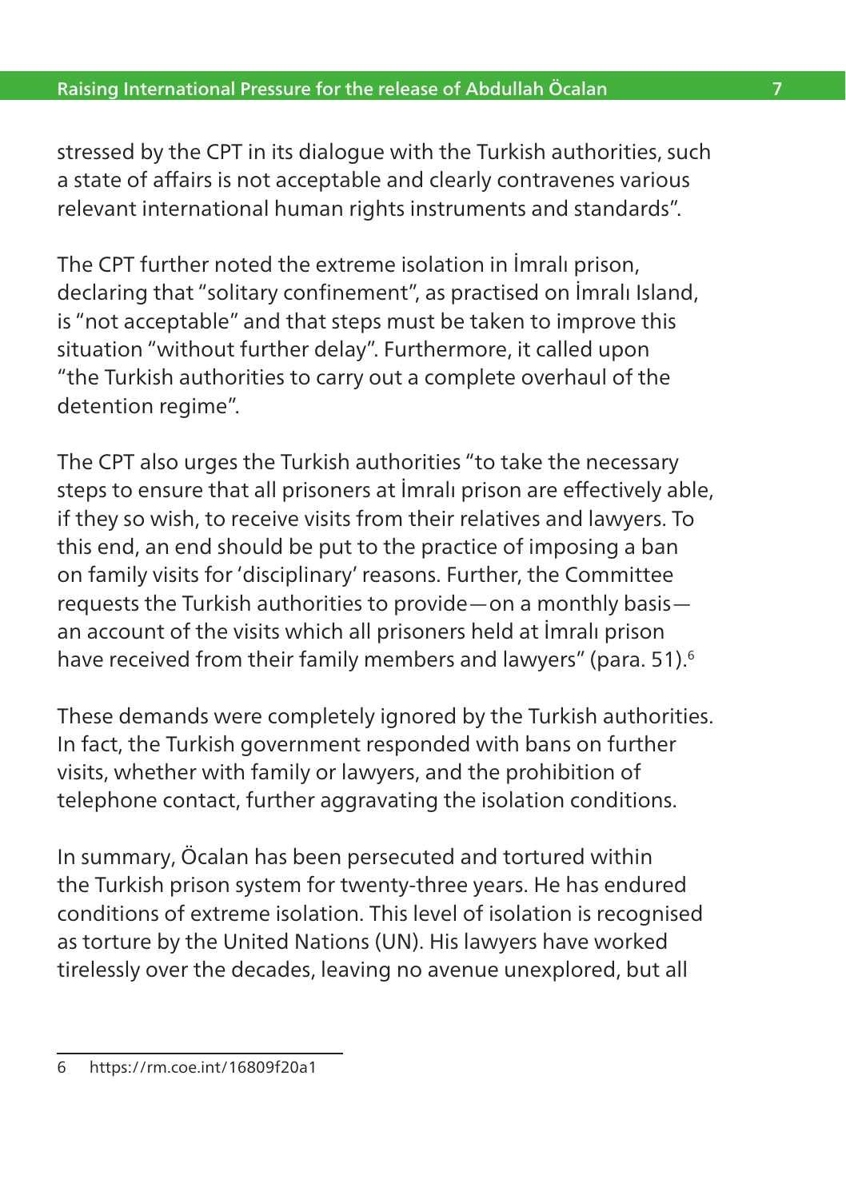stressed by the CPT in its dialogue with the Turkish authorities, such a state of affairs is not acceptable and clearly contravenes various relevant international human rights instruments and standards".

The CPT further noted the extreme isolation in İmralı prison, declaring that "solitary confinement", as practised on İmralı Island, is "not acceptable" and that steps must be taken to improve this situation "without further delay". Furthermore, it called upon "the Turkish authorities to carry out a complete overhaul of the detention regime".

The CPT also urges the Turkish authorities "to take the necessary steps to ensure that all prisoners at İmralı prison are effectively able, if they so wish, to receive visits from their relatives and lawyers. To this end, an end should be put to the practice of imposing a ban on family visits for 'disciplinary' reasons. Further, the Committee requests the Turkish authorities to provide—on a monthly basis—an account of the visits which all prisoners held at İmralı prison have received from their family members and lawyers" (para. 51).[6]

These demands were completely ignored by the Turkish authorities. In fact, the Turkish government responded with bans on further visits, whether with family or lawyers, and the prohibition of telephone contact, further aggravating the isolation conditions.

In summary, Öcalan has been persecuted and tortured within the Turkish prison system for twenty-three years. He has endured conditions of extreme isolation. This level of isolation is recognised as torture by the United Nations (UN). His lawyers have worked tirelessly over the decades, leaving no avenue unexplored, but all

---

6 https://rm.coe.int/16809f20a1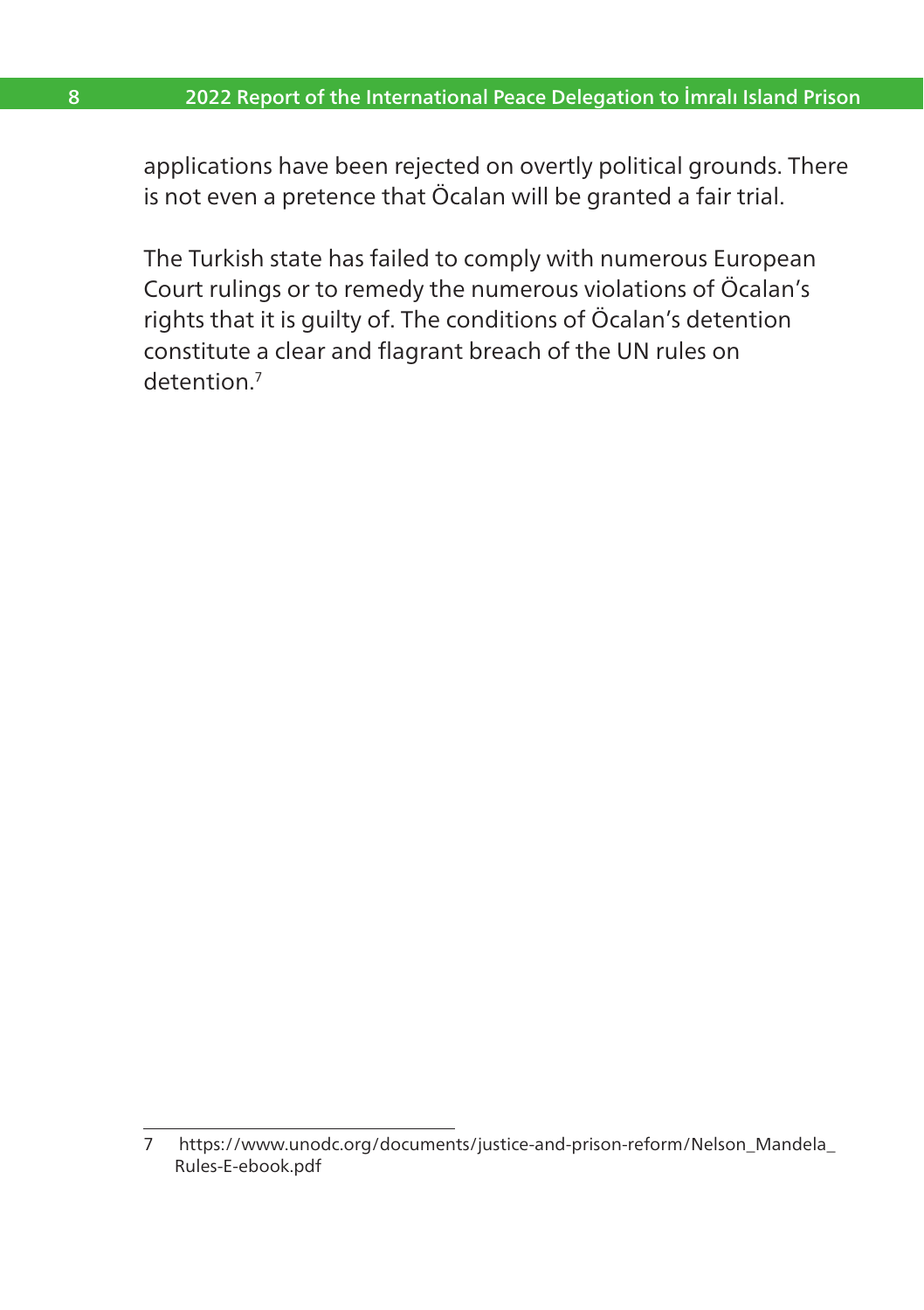applications have been rejected on overtly political grounds. There is not even a pretence that Öcalan will be granted a fair trial.

The Turkish state has failed to comply with numerous European Court rulings or to remedy the numerous violations of Öcalan's rights that it is guilty of. The conditions of Öcalan's detention constitute a clear and flagrant breach of the UN rules on detention.[7]

---

7 https://www.unodc.org/documents/justice-and-prison-reform/Nelson_Mandela_Rules-E-ebook.pdf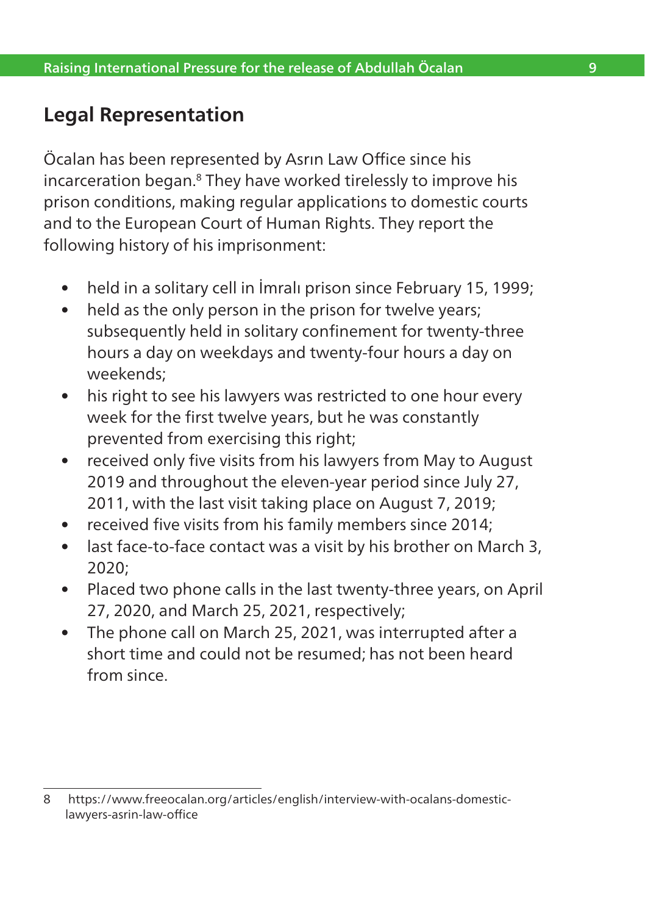## Legal Representation

Öcalan has been represented by Asrın Law Office since his incarceration began.[8] They have worked tirelessly to improve his prison conditions, making regular applications to domestic courts and to the European Court of Human Rights. They report the following history of his imprisonment:

- held in a solitary cell in İmralı prison since February 15, 1999;
- held as the only person in the prison for twelve years; subsequently held in solitary confinement for twenty-three hours a day on weekdays and twenty-four hours a day on weekends;
- his right to see his lawyers was restricted to one hour every week for the first twelve years, but he was constantly prevented from exercising this right;
- received only five visits from his lawyers from May to August 2019 and throughout the eleven-year period since July 27, 2011, with the last visit taking place on August 7, 2019;
- received five visits from his family members since 2014;
- last face-to-face contact was a visit by his brother on March 3, 2020;
- Placed two phone calls in the last twenty-three years, on April 27, 2020, and March 25, 2021, respectively;
- The phone call on March 25, 2021, was interrupted after a short time and could not be resumed; has not been heard from since.

8 https://www.freeocalan.org/articles/english/interview-with-ocalans-domestic-lawyers-asrin-law-office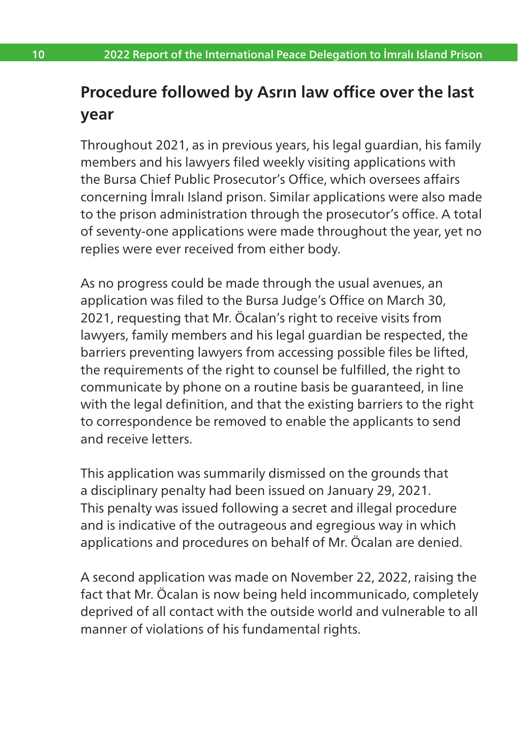## Procedure followed by Asrın law office over the last year

Throughout 2021, as in previous years, his legal guardian, his family members and his lawyers filed weekly visiting applications with the Bursa Chief Public Prosecutor's Office, which oversees affairs concerning İmralı Island prison. Similar applications were also made to the prison administration through the prosecutor's office. A total of seventy-one applications were made throughout the year, yet no replies were ever received from either body.

As no progress could be made through the usual avenues, an application was filed to the Bursa Judge's Office on March 30, 2021, requesting that Mr. Öcalan's right to receive visits from lawyers, family members and his legal guardian be respected, the barriers preventing lawyers from accessing possible files be lifted, the requirements of the right to counsel be fulfilled, the right to communicate by phone on a routine basis be guaranteed, in line with the legal definition, and that the existing barriers to the right to correspondence be removed to enable the applicants to send and receive letters.

This application was summarily dismissed on the grounds that a disciplinary penalty had been issued on January 29, 2021. This penalty was issued following a secret and illegal procedure and is indicative of the outrageous and egregious way in which applications and procedures on behalf of Mr. Öcalan are denied.

A second application was made on November 22, 2022, raising the fact that Mr. Öcalan is now being held incommunicado, completely deprived of all contact with the outside world and vulnerable to all manner of violations of his fundamental rights.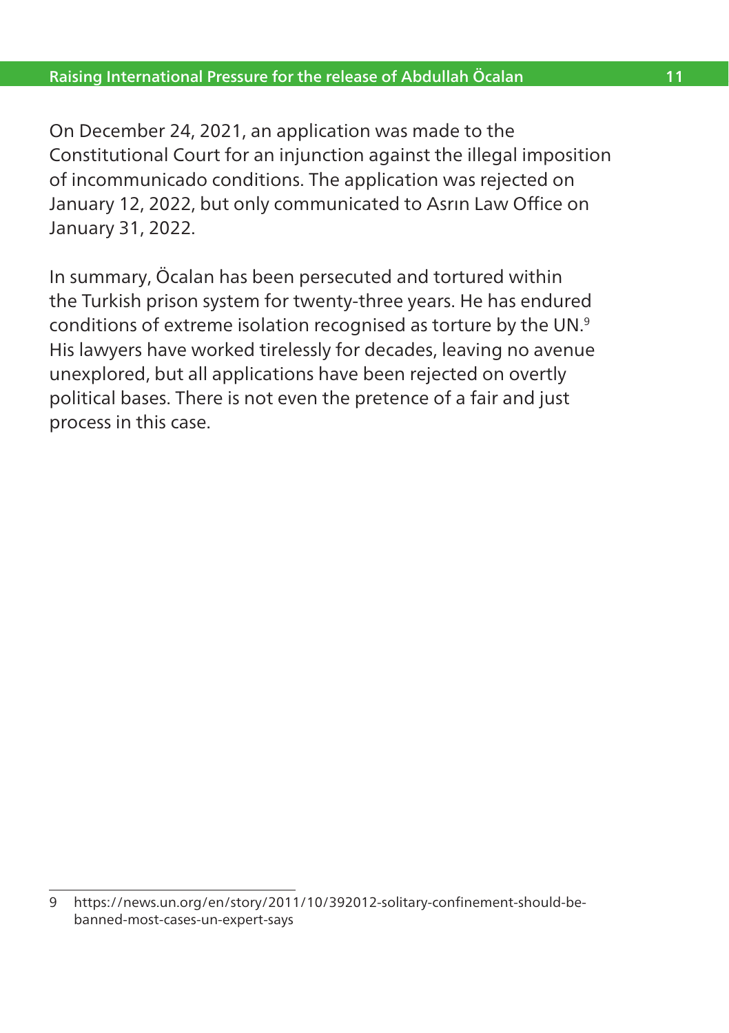On December 24, 2021, an application was made to the Constitutional Court for an injunction against the illegal imposition of incommunicado conditions. The application was rejected on January 12, 2022, but only communicated to Asrın Law Office on January 31, 2022.

In summary, Öcalan has been persecuted and tortured within the Turkish prison system for twenty-three years. He has endured conditions of extreme isolation recognised as torture by the UN.[9] His lawyers have worked tirelessly for decades, leaving no avenue unexplored, but all applications have been rejected on overtly political bases. There is not even the pretence of a fair and just process in this case.

---

9 https://news.un.org/en/story/2011/10/392012-solitary-confinement-should-be-banned-most-cases-un-expert-says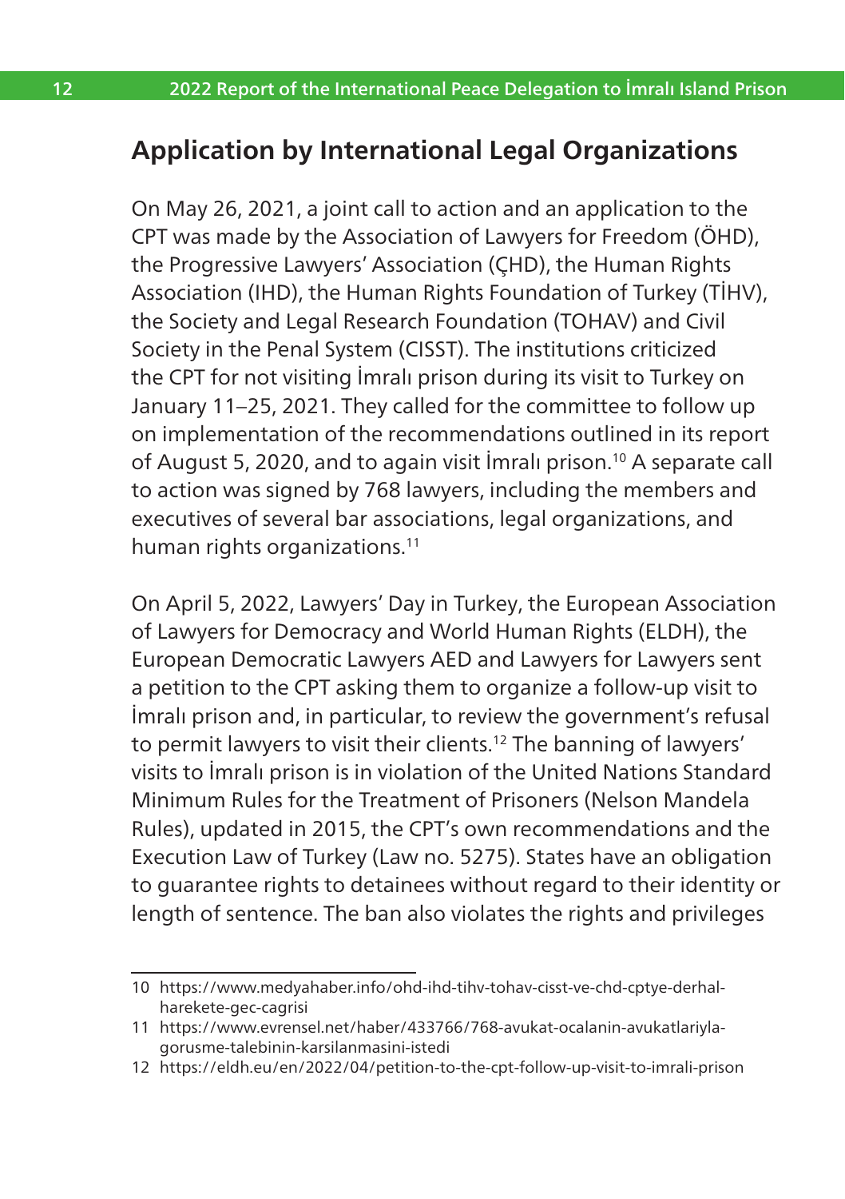## Application by International Legal Organizations

On May 26, 2021, a joint call to action and an application to the CPT was made by the Association of Lawyers for Freedom (ÖHD), the Progressive Lawyers' Association (ÇHD), the Human Rights Association (IHD), the Human Rights Foundation of Turkey (TİHV), the Society and Legal Research Foundation (TOHAV) and Civil Society in the Penal System (CISST). The institutions criticized the CPT for not visiting İmralı prison during its visit to Turkey on January 11–25, 2021. They called for the committee to follow up on implementation of the recommendations outlined in its report of August 5, 2020, and to again visit İmralı prison.[10] A separate call to action was signed by 768 lawyers, including the members and executives of several bar associations, legal organizations, and human rights organizations.[11]

On April 5, 2022, Lawyers' Day in Turkey, the European Association of Lawyers for Democracy and World Human Rights (ELDH), the European Democratic Lawyers AED and Lawyers for Lawyers sent a petition to the CPT asking them to organize a follow-up visit to İmralı prison and, in particular, to review the government's refusal to permit lawyers to visit their clients.[12] The banning of lawyers' visits to İmralı prison is in violation of the United Nations Standard Minimum Rules for the Treatment of Prisoners (Nelson Mandela Rules), updated in 2015, the CPT's own recommendations and the Execution Law of Turkey (Law no. 5275). States have an obligation to guarantee rights to detainees without regard to their identity or length of sentence. The ban also violates the rights and privileges

---

10 https://www.medyahaber.info/ohd-ihd-tihv-tohav-cisst-ve-chd-cptye-derhal-harekete-gec-cagrisi

11 https://www.evrensel.net/haber/433766/768-avukat-ocalanin-avukatlariyla-gorusme-talebinin-karsilanmasini-istedi

12 https://eldh.eu/en/2022/04/petition-to-the-cpt-follow-up-visit-to-imrali-prison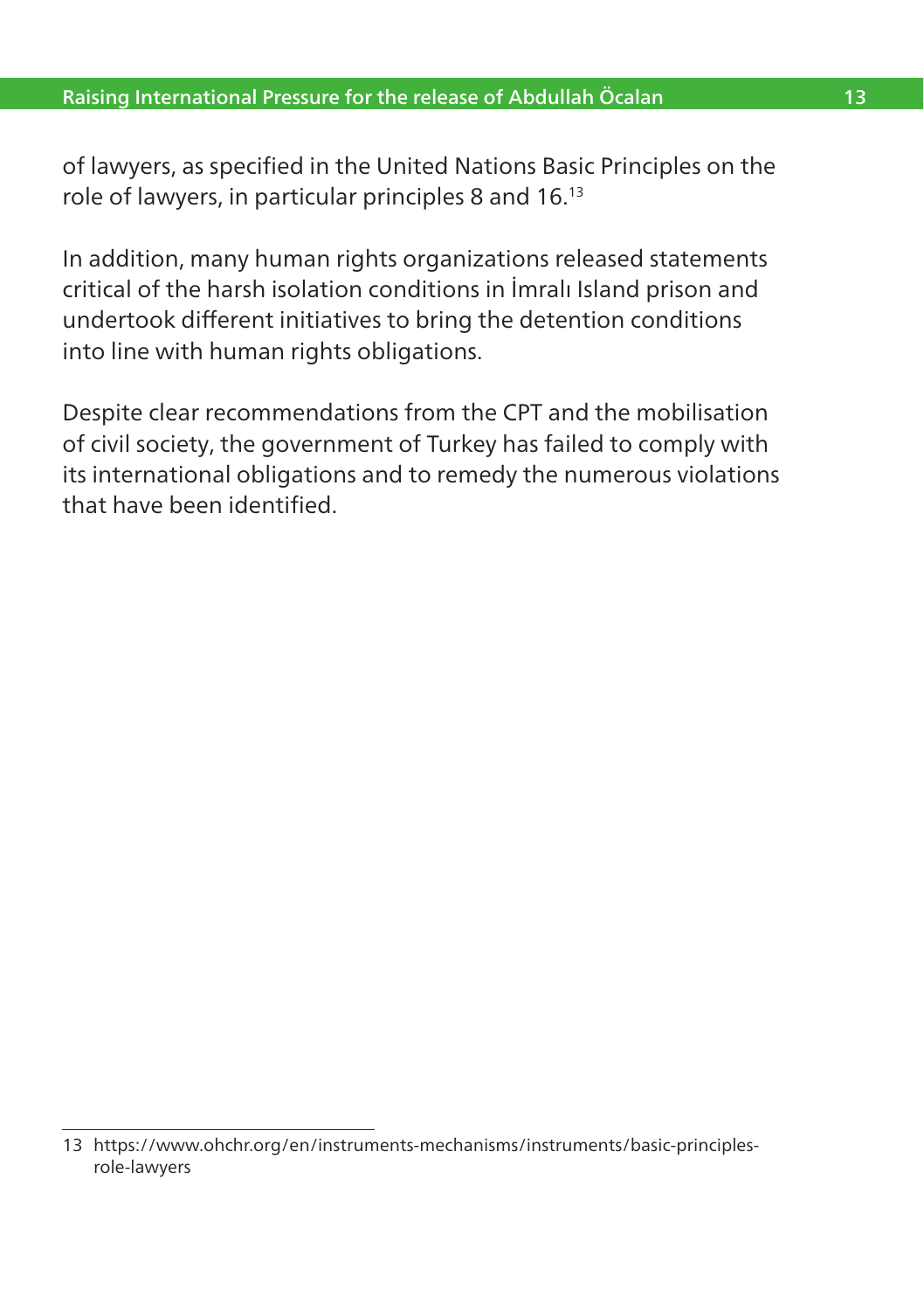of lawyers, as specified in the United Nations Basic Principles on the role of lawyers, in particular principles 8 and 16.[13]

In addition, many human rights organizations released statements critical of the harsh isolation conditions in İmralı Island prison and undertook different initiatives to bring the detention conditions into line with human rights obligations.

Despite clear recommendations from the CPT and the mobilisation of civil society, the government of Turkey has failed to comply with its international obligations and to remedy the numerous violations that have been identified.

---

13 https://www.ohchr.org/en/instruments-mechanisms/instruments/basic-principles-role-lawyers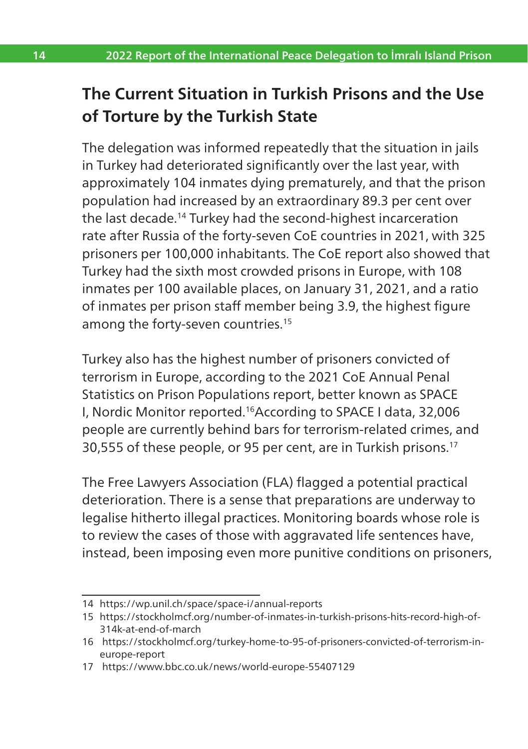## The Current Situation in Turkish Prisons and the Use of Torture by the Turkish State

The delegation was informed repeatedly that the situation in jails in Turkey had deteriorated significantly over the last year, with approximately 104 inmates dying prematurely, and that the prison population had increased by an extraordinary 89.3 per cent over the last decade.[14] Turkey had the second-highest incarceration rate after Russia of the forty-seven CoE countries in 2021, with 325 prisoners per 100,000 inhabitants. The CoE report also showed that Turkey had the sixth most crowded prisons in Europe, with 108 inmates per 100 available places, on January 31, 2021, and a ratio of inmates per prison staff member being 3.9, the highest figure among the forty-seven countries.[15]

Turkey also has the highest number of prisoners convicted of terrorism in Europe, according to the 2021 CoE Annual Penal Statistics on Prison Populations report, better known as SPACE I, Nordic Monitor reported.[16] According to SPACE I data, 32,006 people are currently behind bars for terrorism-related crimes, and 30,555 of these people, or 95 per cent, are in Turkish prisons.[17]

The Free Lawyers Association (FLA) flagged a potential practical deterioration. There is a sense that preparations are underway to legalise hitherto illegal practices. Monitoring boards whose role is to review the cases of those with aggravated life sentences have, instead, been imposing even more punitive conditions on prisoners,

---

14 https://wp.unil.ch/space/space-i/annual-reports

15 https://stockholmcf.org/number-of-inmates-in-turkish-prisons-hits-record-high-of-314k-at-end-of-march

16 https://stockholmcf.org/turkey-home-to-95-of-prisoners-convicted-of-terrorism-in-europe-report

17 https://www.bbc.co.uk/news/world-europe-55407129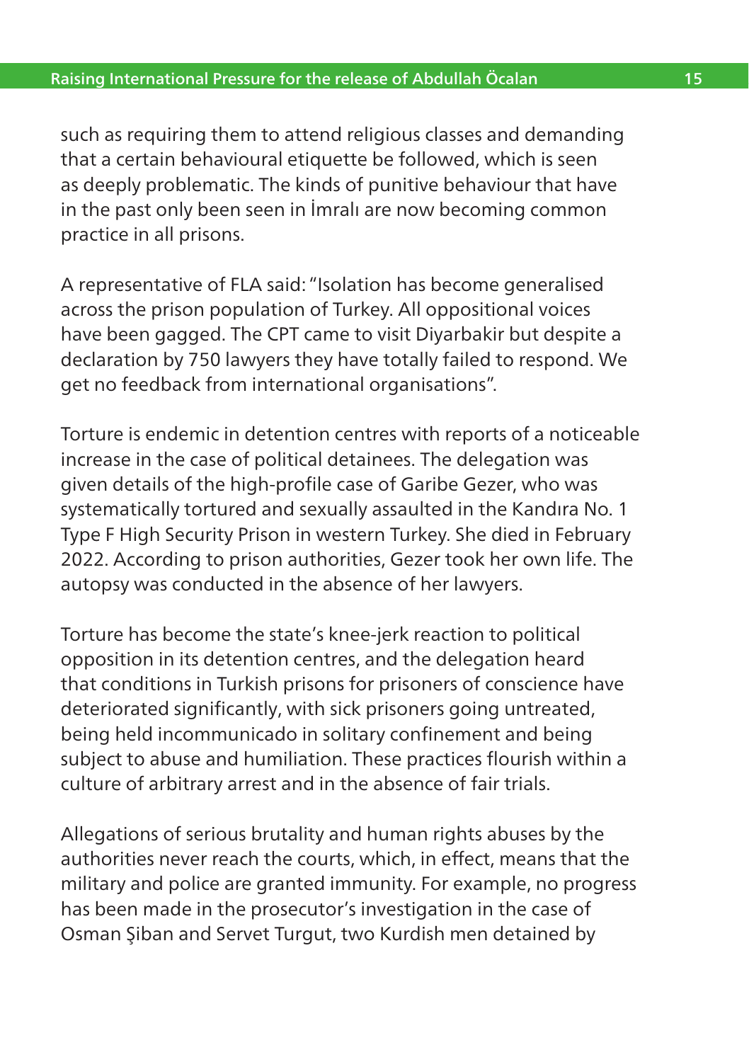such as requiring them to attend religious classes and demanding that a certain behavioural etiquette be followed, which is seen as deeply problematic. The kinds of punitive behaviour that have in the past only been seen in İmralı are now becoming common practice in all prisons.

A representative of FLA said: "Isolation has become generalised across the prison population of Turkey. All oppositional voices have been gagged. The CPT came to visit Diyarbakir but despite a declaration by 750 lawyers they have totally failed to respond. We get no feedback from international organisations".

Torture is endemic in detention centres with reports of a noticeable increase in the case of political detainees. The delegation was given details of the high-profile case of Garibe Gezer, who was systematically tortured and sexually assaulted in the Kandıra No. 1 Type F High Security Prison in western Turkey. She died in February 2022. According to prison authorities, Gezer took her own life. The autopsy was conducted in the absence of her lawyers.

Torture has become the state's knee-jerk reaction to political opposition in its detention centres, and the delegation heard that conditions in Turkish prisons for prisoners of conscience have deteriorated significantly, with sick prisoners going untreated, being held incommunicado in solitary confinement and being subject to abuse and humiliation. These practices flourish within a culture of arbitrary arrest and in the absence of fair trials.

Allegations of serious brutality and human rights abuses by the authorities never reach the courts, which, in effect, means that the military and police are granted immunity. For example, no progress has been made in the prosecutor's investigation in the case of Osman Şiban and Servet Turgut, two Kurdish men detained by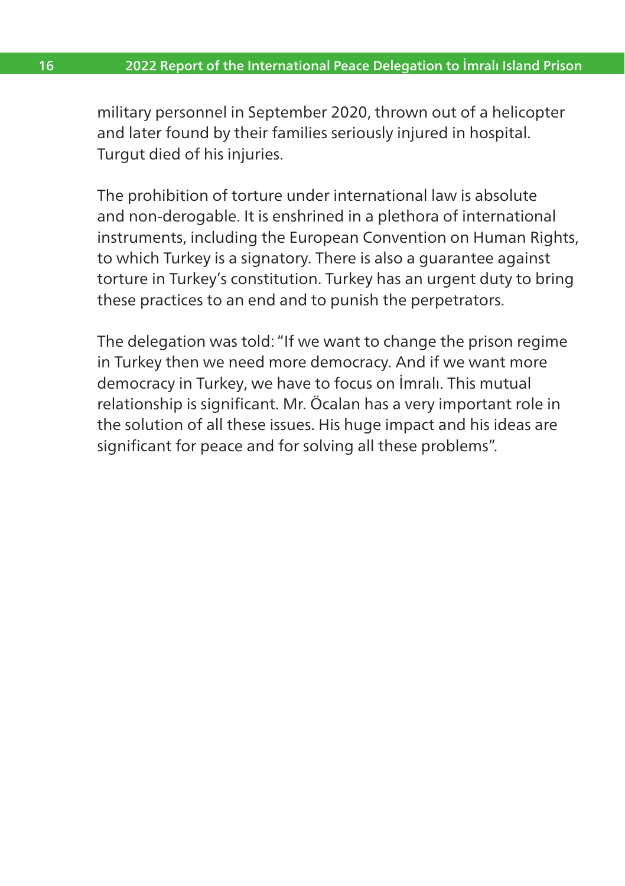military personnel in September 2020, thrown out of a helicopter and later found by their families seriously injured in hospital. Turgut died of his injuries.

The prohibition of torture under international law is absolute and non-derogable. It is enshrined in a plethora of international instruments, including the European Convention on Human Rights, to which Turkey is a signatory. There is also a guarantee against torture in Turkey's constitution. Turkey has an urgent duty to bring these practices to an end and to punish the perpetrators.

The delegation was told: "If we want to change the prison regime in Turkey then we need more democracy. And if we want more democracy in Turkey, we have to focus on İmralı. This mutual relationship is significant. Mr. Öcalan has a very important role in the solution of all these issues. His huge impact and his ideas are significant for peace and for solving all these problems".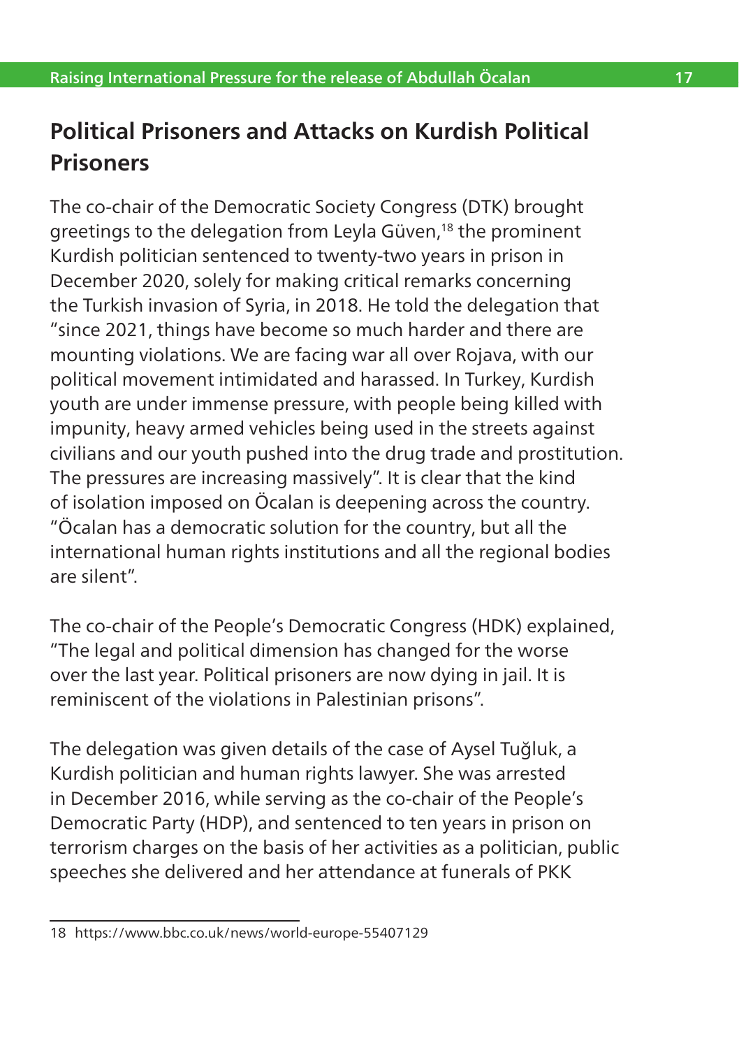## Political Prisoners and Attacks on Kurdish Political Prisoners

The co-chair of the Democratic Society Congress (DTK) brought greetings to the delegation from Leyla Güven,[18] the prominent Kurdish politician sentenced to twenty-two years in prison in December 2020, solely for making critical remarks concerning the Turkish invasion of Syria, in 2018. He told the delegation that "since 2021, things have become so much harder and there are mounting violations. We are facing war all over Rojava, with our political movement intimidated and harassed. In Turkey, Kurdish youth are under immense pressure, with people being killed with impunity, heavy armed vehicles being used in the streets against civilians and our youth pushed into the drug trade and prostitution. The pressures are increasing massively". It is clear that the kind of isolation imposed on Öcalan is deepening across the country. "Öcalan has a democratic solution for the country, but all the international human rights institutions and all the regional bodies are silent".

The co-chair of the People's Democratic Congress (HDK) explained, "The legal and political dimension has changed for the worse over the last year. Political prisoners are now dying in jail. It is reminiscent of the violations in Palestinian prisons".

The delegation was given details of the case of Aysel Tuğluk, a Kurdish politician and human rights lawyer. She was arrested in December 2016, while serving as the co-chair of the People's Democratic Party (HDP), and sentenced to ten years in prison on terrorism charges on the basis of her activities as a politician, public speeches she delivered and her attendance at funerals of PKK

18 https://www.bbc.co.uk/news/world-europe-55407129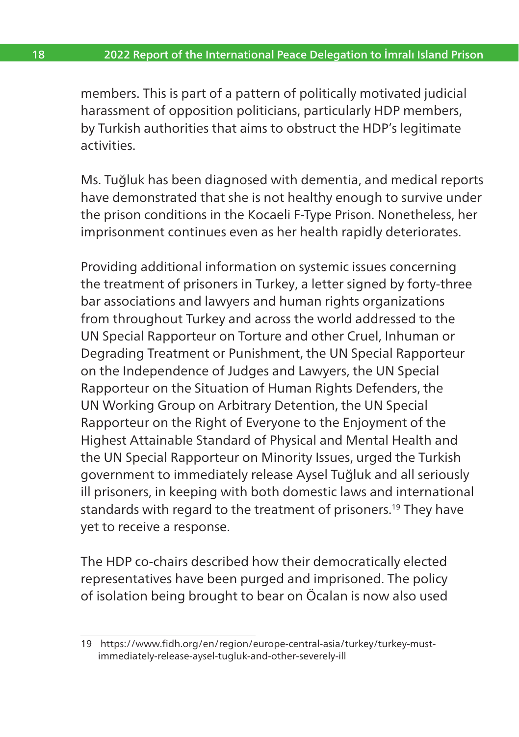members. This is part of a pattern of politically motivated judicial harassment of opposition politicians, particularly HDP members, by Turkish authorities that aims to obstruct the HDP's legitimate activities.

Ms. Tuğluk has been diagnosed with dementia, and medical reports have demonstrated that she is not healthy enough to survive under the prison conditions in the Kocaeli F-Type Prison. Nonetheless, her imprisonment continues even as her health rapidly deteriorates.

Providing additional information on systemic issues concerning the treatment of prisoners in Turkey, a letter signed by forty-three bar associations and lawyers and human rights organizations from throughout Turkey and across the world addressed to the UN Special Rapporteur on Torture and other Cruel, Inhuman or Degrading Treatment or Punishment, the UN Special Rapporteur on the Independence of Judges and Lawyers, the UN Special Rapporteur on the Situation of Human Rights Defenders, the UN Working Group on Arbitrary Detention, the UN Special Rapporteur on the Right of Everyone to the Enjoyment of the Highest Attainable Standard of Physical and Mental Health and the UN Special Rapporteur on Minority Issues, urged the Turkish government to immediately release Aysel Tuğluk and all seriously ill prisoners, in keeping with both domestic laws and international standards with regard to the treatment of prisoners.[19] They have yet to receive a response.

The HDP co-chairs described how their democratically elected representatives have been purged and imprisoned. The policy of isolation being brought to bear on Öcalan is now also used

---

19 https://www.fidh.org/en/region/europe-central-asia/turkey/turkey-must-immediately-release-aysel-tugluk-and-other-severely-ill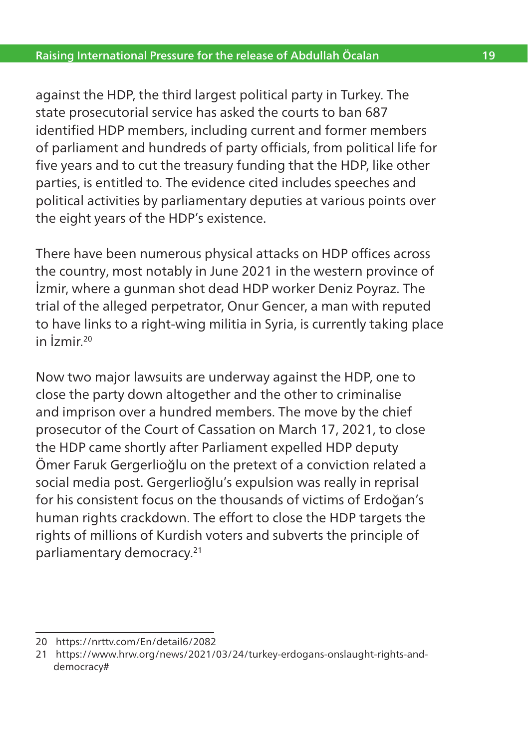against the HDP, the third largest political party in Turkey. The state prosecutorial service has asked the courts to ban 687 identified HDP members, including current and former members of parliament and hundreds of party officials, from political life for five years and to cut the treasury funding that the HDP, like other parties, is entitled to. The evidence cited includes speeches and political activities by parliamentary deputies at various points over the eight years of the HDP's existence.

There have been numerous physical attacks on HDP offices across the country, most notably in June 2021 in the western province of İzmir, where a gunman shot dead HDP worker Deniz Poyraz. The trial of the alleged perpetrator, Onur Gencer, a man with reputed to have links to a right-wing militia in Syria, is currently taking place in İzmir.[20]

Now two major lawsuits are underway against the HDP, one to close the party down altogether and the other to criminalise and imprison over a hundred members. The move by the chief prosecutor of the Court of Cassation on March 17, 2021, to close the HDP came shortly after Parliament expelled HDP deputy Ömer Faruk Gergerlioğlu on the pretext of a conviction related a social media post. Gergerlioğlu's expulsion was really in reprisal for his consistent focus on the thousands of victims of Erdoğan's human rights crackdown. The effort to close the HDP targets the rights of millions of Kurdish voters and subverts the principle of parliamentary democracy.[21]

---

20 https://nrttv.com/En/detail6/2082

21 https://www.hrw.org/news/2021/03/24/turkey-erdogans-onslaught-rights-and-democracy#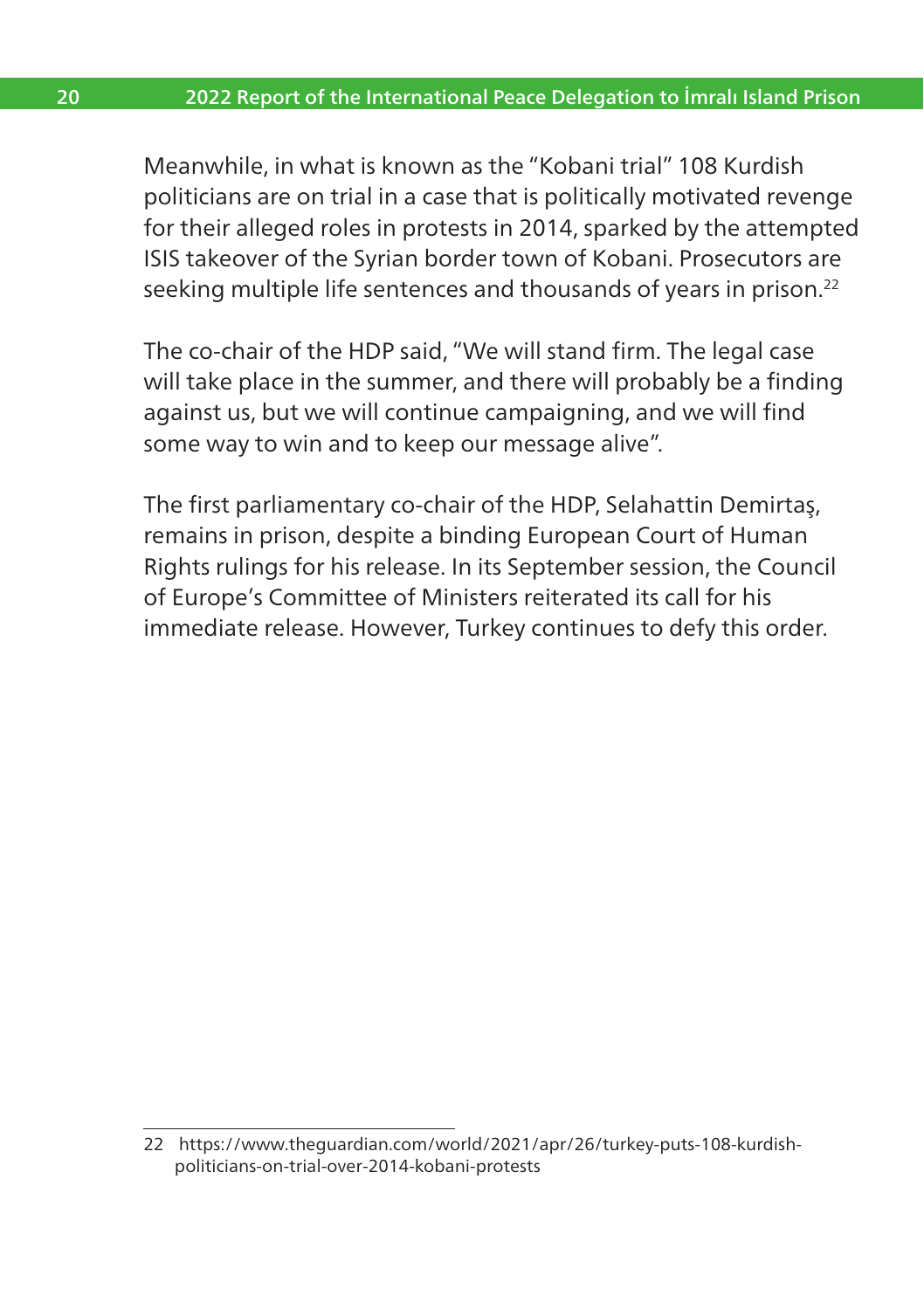Meanwhile, in what is known as the "Kobani trial" 108 Kurdish politicians are on trial in a case that is politically motivated revenge for their alleged roles in protests in 2014, sparked by the attempted ISIS takeover of the Syrian border town of Kobani. Prosecutors are seeking multiple life sentences and thousands of years in prison.[22]

The co-chair of the HDP said, "We will stand firm. The legal case will take place in the summer, and there will probably be a finding against us, but we will continue campaigning, and we will find some way to win and to keep our message alive".

The first parliamentary co-chair of the HDP, Selahattin Demirtaş, remains in prison, despite a binding European Court of Human Rights rulings for his release. In its September session, the Council of Europe's Committee of Ministers reiterated its call for his immediate release. However, Turkey continues to defy this order.

---

22 https://www.theguardian.com/world/2021/apr/26/turkey-puts-108-kurdish-politicians-on-trial-over-2014-kobani-protests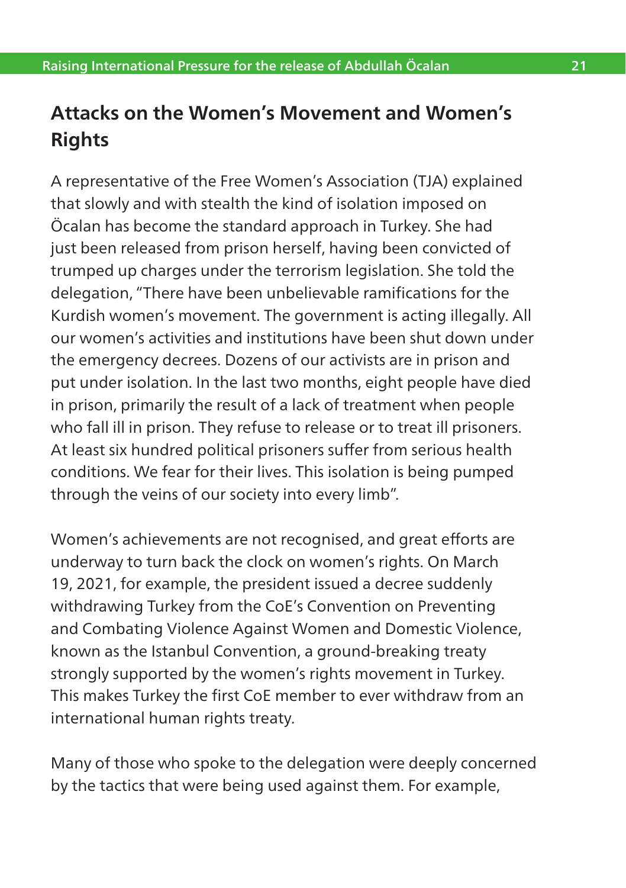## Attacks on the Women's Movement and Women's Rights

A representative of the Free Women's Association (TJA) explained that slowly and with stealth the kind of isolation imposed on Öcalan has become the standard approach in Turkey. She had just been released from prison herself, having been convicted of trumped up charges under the terrorism legislation. She told the delegation, "There have been unbelievable ramifications for the Kurdish women's movement. The government is acting illegally. All our women's activities and institutions have been shut down under the emergency decrees. Dozens of our activists are in prison and put under isolation. In the last two months, eight people have died in prison, primarily the result of a lack of treatment when people who fall ill in prison. They refuse to release or to treat ill prisoners. At least six hundred political prisoners suffer from serious health conditions. We fear for their lives. This isolation is being pumped through the veins of our society into every limb".

Women's achievements are not recognised, and great efforts are underway to turn back the clock on women's rights. On March 19, 2021, for example, the president issued a decree suddenly withdrawing Turkey from the CoE's Convention on Preventing and Combating Violence Against Women and Domestic Violence, known as the Istanbul Convention, a ground-breaking treaty strongly supported by the women's rights movement in Turkey. This makes Turkey the first CoE member to ever withdraw from an international human rights treaty.

Many of those who spoke to the delegation were deeply concerned by the tactics that were being used against them. For example,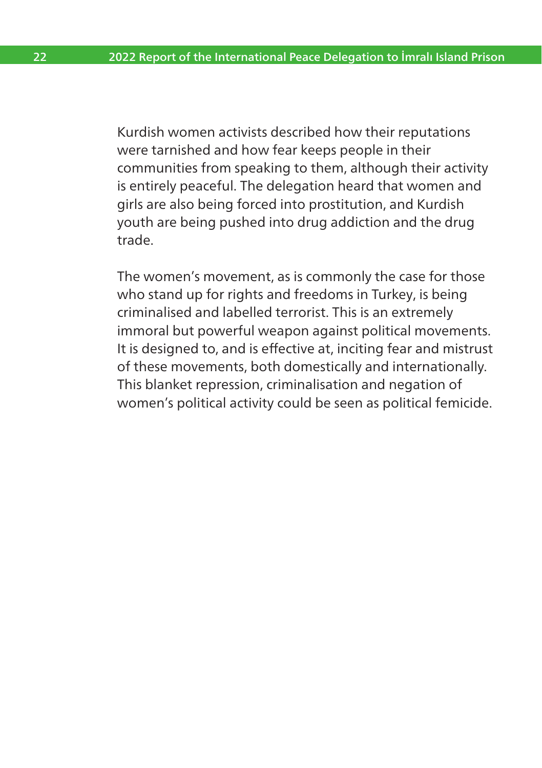Kurdish women activists described how their reputations were tarnished and how fear keeps people in their communities from speaking to them, although their activity is entirely peaceful. The delegation heard that women and girls are also being forced into prostitution, and Kurdish youth are being pushed into drug addiction and the drug trade.

The women's movement, as is commonly the case for those who stand up for rights and freedoms in Turkey, is being criminalised and labelled terrorist. This is an extremely immoral but powerful weapon against political movements. It is designed to, and is effective at, inciting fear and mistrust of these movements, both domestically and internationally. This blanket repression, criminalisation and negation of women's political activity could be seen as political femicide.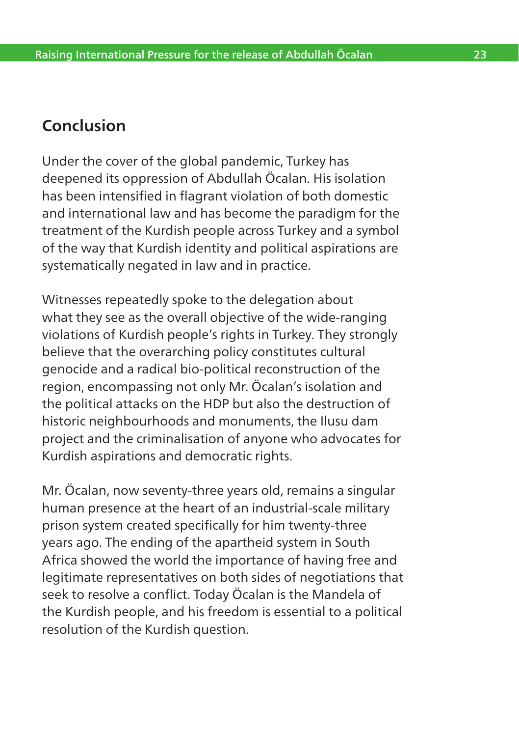## Conclusion

Under the cover of the global pandemic, Turkey has deepened its oppression of Abdullah Öcalan. His isolation has been intensified in flagrant violation of both domestic and international law and has become the paradigm for the treatment of the Kurdish people across Turkey and a symbol of the way that Kurdish identity and political aspirations are systematically negated in law and in practice.

Witnesses repeatedly spoke to the delegation about what they see as the overall objective of the wide-ranging violations of Kurdish people's rights in Turkey. They strongly believe that the overarching policy constitutes cultural genocide and a radical bio-political reconstruction of the region, encompassing not only Mr. Öcalan's isolation and the political attacks on the HDP but also the destruction of historic neighbourhoods and monuments, the Ilusu dam project and the criminalisation of anyone who advocates for Kurdish aspirations and democratic rights.

Mr. Öcalan, now seventy-three years old, remains a singular human presence at the heart of an industrial-scale military prison system created specifically for him twenty-three years ago. The ending of the apartheid system in South Africa showed the world the importance of having free and legitimate representatives on both sides of negotiations that seek to resolve a conflict. Today Öcalan is the Mandela of the Kurdish people, and his freedom is essential to a political resolution of the Kurdish question.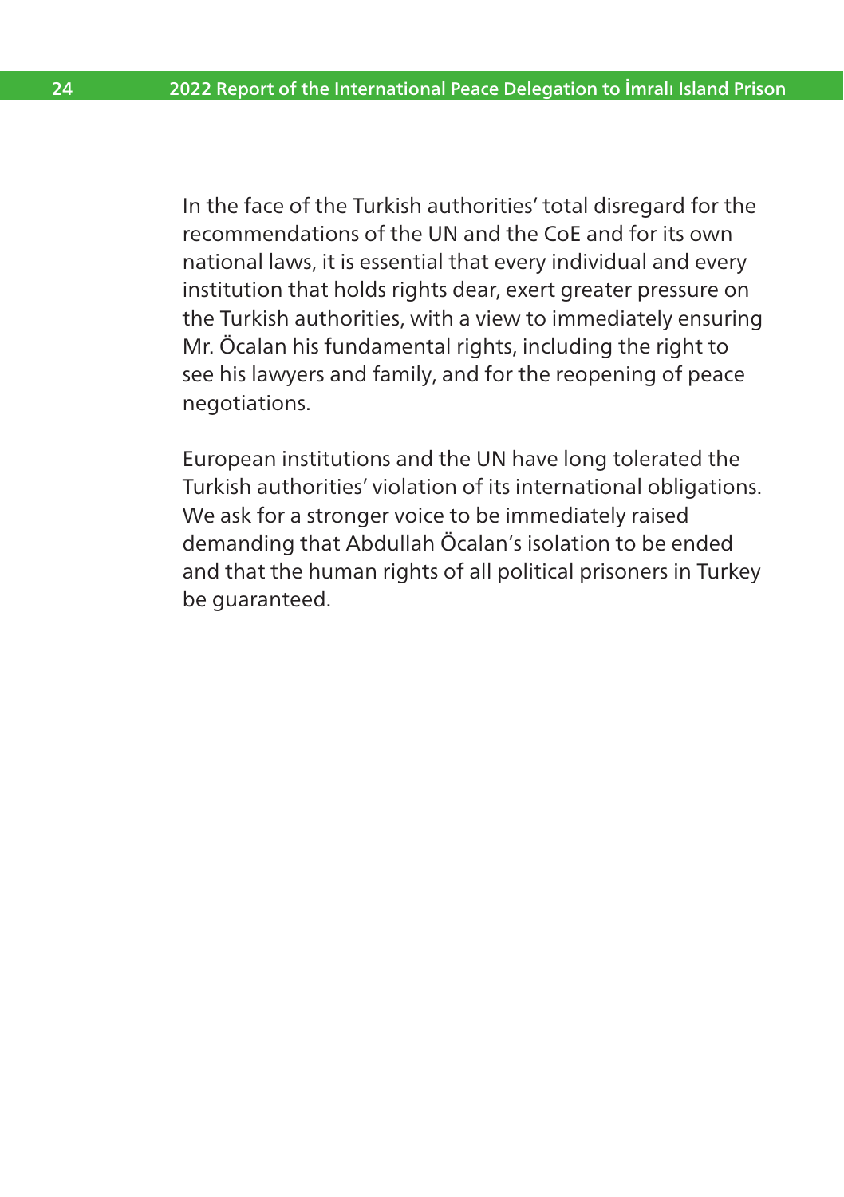In the face of the Turkish authorities' total disregard for the recommendations of the UN and the CoE and for its own national laws, it is essential that every individual and every institution that holds rights dear, exert greater pressure on the Turkish authorities, with a view to immediately ensuring Mr. Öcalan his fundamental rights, including the right to see his lawyers and family, and for the reopening of peace negotiations.

European institutions and the UN have long tolerated the Turkish authorities' violation of its international obligations. We ask for a stronger voice to be immediately raised demanding that Abdullah Öcalan's isolation to be ended and that the human rights of all political prisoners in Turkey be guaranteed.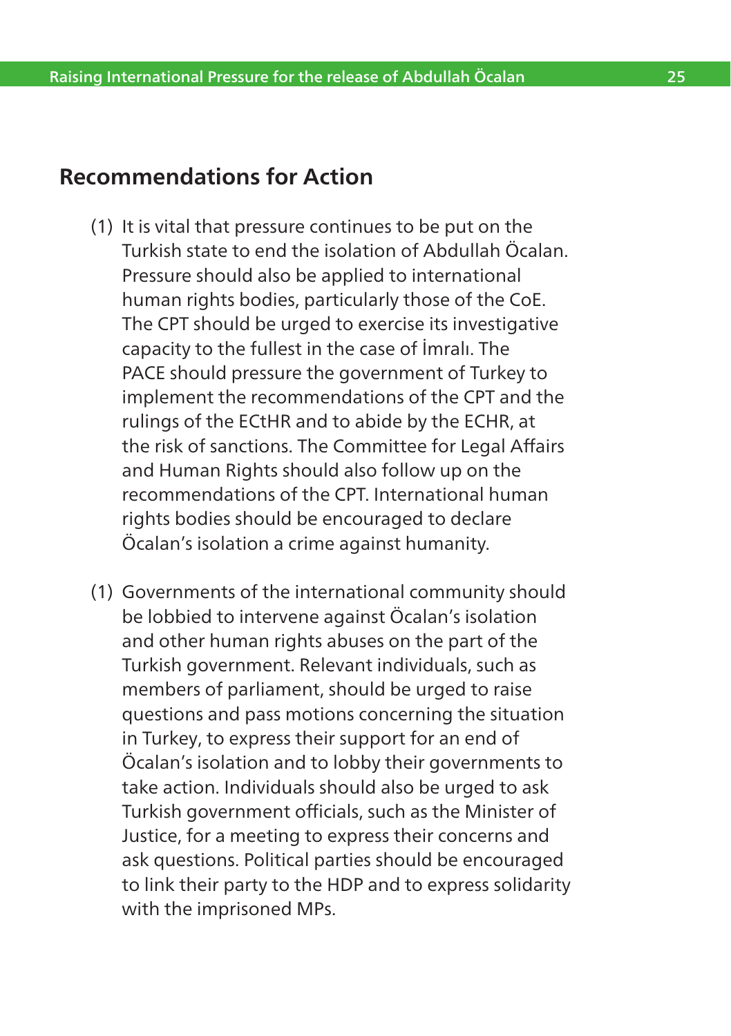## Recommendations for Action

(1) It is vital that pressure continues to be put on the Turkish state to end the isolation of Abdullah Öcalan. Pressure should also be applied to international human rights bodies, particularly those of the CoE. The CPT should be urged to exercise its investigative capacity to the fullest in the case of İmralı. The PACE should pressure the government of Turkey to implement the recommendations of the CPT and the rulings of the ECtHR and to abide by the ECHR, at the risk of sanctions. The Committee for Legal Affairs and Human Rights should also follow up on the recommendations of the CPT. International human rights bodies should be encouraged to declare Öcalan's isolation a crime against humanity.

(1) Governments of the international community should be lobbied to intervene against Öcalan's isolation and other human rights abuses on the part of the Turkish government. Relevant individuals, such as members of parliament, should be urged to raise questions and pass motions concerning the situation in Turkey, to express their support for an end of Öcalan's isolation and to lobby their governments to take action. Individuals should also be urged to ask Turkish government officials, such as the Minister of Justice, for a meeting to express their concerns and ask questions. Political parties should be encouraged to link their party to the HDP and to express solidarity with the imprisoned MPs.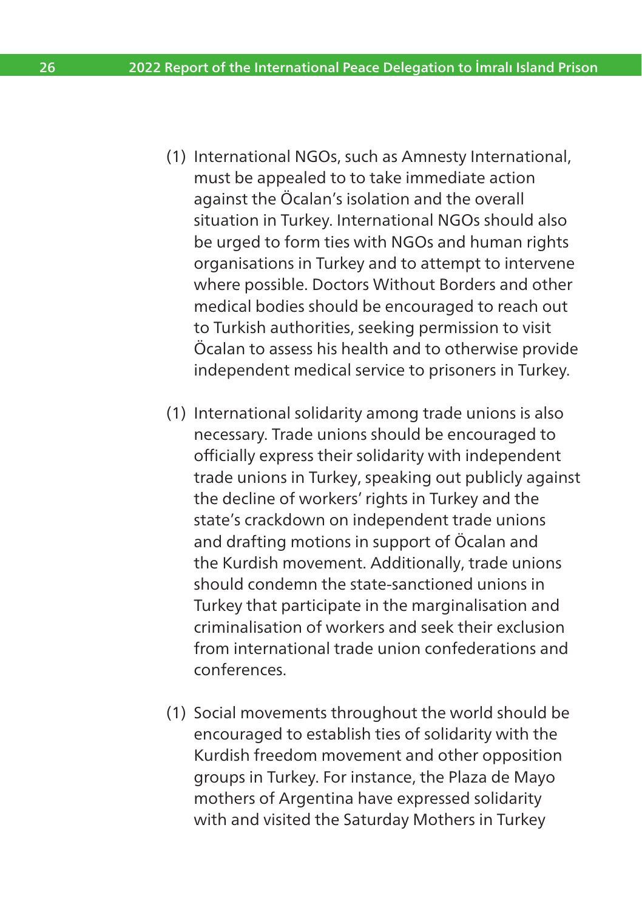(1) International NGOs, such as Amnesty International, must be appealed to to take immediate action against the Öcalan's isolation and the overall situation in Turkey. International NGOs should also be urged to form ties with NGOs and human rights organisations in Turkey and to attempt to intervene where possible. Doctors Without Borders and other medical bodies should be encouraged to reach out to Turkish authorities, seeking permission to visit Öcalan to assess his health and to otherwise provide independent medical service to prisoners in Turkey.

(1) International solidarity among trade unions is also necessary. Trade unions should be encouraged to officially express their solidarity with independent trade unions in Turkey, speaking out publicly against the decline of workers' rights in Turkey and the state's crackdown on independent trade unions and drafting motions in support of Öcalan and the Kurdish movement. Additionally, trade unions should condemn the state-sanctioned unions in Turkey that participate in the marginalisation and criminalisation of workers and seek their exclusion from international trade union confederations and conferences.

(1) Social movements throughout the world should be encouraged to establish ties of solidarity with the Kurdish freedom movement and other opposition groups in Turkey. For instance, the Plaza de Mayo mothers of Argentina have expressed solidarity with and visited the Saturday Mothers in Turkey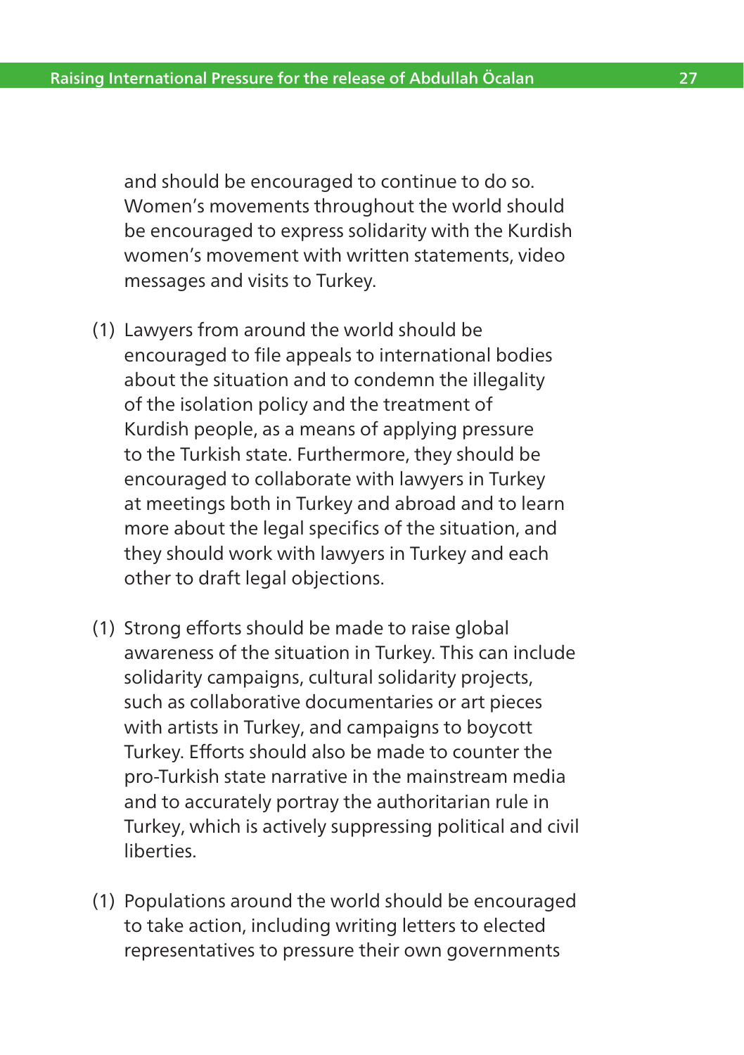and should be encouraged to continue to do so. Women's movements throughout the world should be encouraged to express solidarity with the Kurdish women's movement with written statements, video messages and visits to Turkey.

(1) Lawyers from around the world should be encouraged to file appeals to international bodies about the situation and to condemn the illegality of the isolation policy and the treatment of Kurdish people, as a means of applying pressure to the Turkish state. Furthermore, they should be encouraged to collaborate with lawyers in Turkey at meetings both in Turkey and abroad and to learn more about the legal specifics of the situation, and they should work with lawyers in Turkey and each other to draft legal objections.

(1) Strong efforts should be made to raise global awareness of the situation in Turkey. This can include solidarity campaigns, cultural solidarity projects, such as collaborative documentaries or art pieces with artists in Turkey, and campaigns to boycott Turkey. Efforts should also be made to counter the pro-Turkish state narrative in the mainstream media and to accurately portray the authoritarian rule in Turkey, which is actively suppressing political and civil liberties.

(1) Populations around the world should be encouraged to take action, including writing letters to elected representatives to pressure their own governments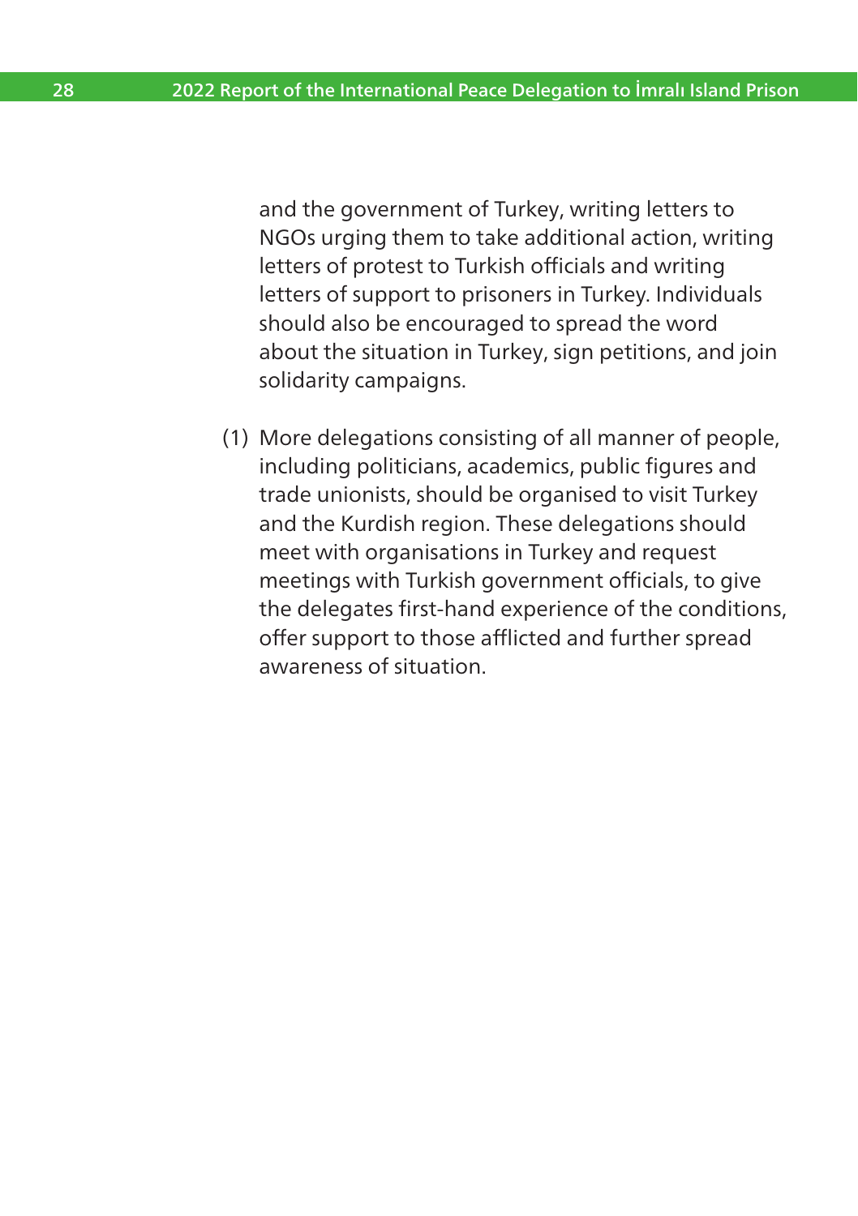and the government of Turkey, writing letters to NGOs urging them to take additional action, writing letters of protest to Turkish officials and writing letters of support to prisoners in Turkey. Individuals should also be encouraged to spread the word about the situation in Turkey, sign petitions, and join solidarity campaigns.

(1) More delegations consisting of all manner of people, including politicians, academics, public figures and trade unionists, should be organised to visit Turkey and the Kurdish region. These delegations should meet with organisations in Turkey and request meetings with Turkish government officials, to give the delegates first-hand experience of the conditions, offer support to those afflicted and further spread awareness of situation.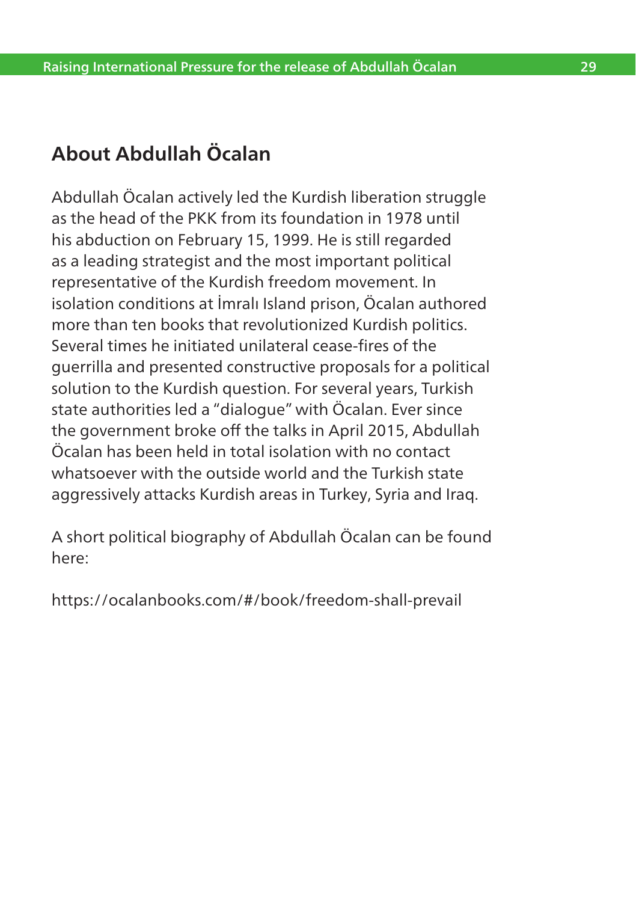## About Abdullah Öcalan

Abdullah Öcalan actively led the Kurdish liberation struggle as the head of the PKK from its foundation in 1978 until his abduction on February 15, 1999. He is still regarded as a leading strategist and the most important political representative of the Kurdish freedom movement. In isolation conditions at İmralı Island prison, Öcalan authored more than ten books that revolutionized Kurdish politics. Several times he initiated unilateral cease-fires of the guerrilla and presented constructive proposals for a political solution to the Kurdish question. For several years, Turkish state authorities led a "dialogue" with Öcalan. Ever since the government broke off the talks in April 2015, Abdullah Öcalan has been held in total isolation with no contact whatsoever with the outside world and the Turkish state aggressively attacks Kurdish areas in Turkey, Syria and Iraq.

A short political biography of Abdullah Öcalan can be found here:

https://ocalanbooks.com/#/book/freedom-shall-prevail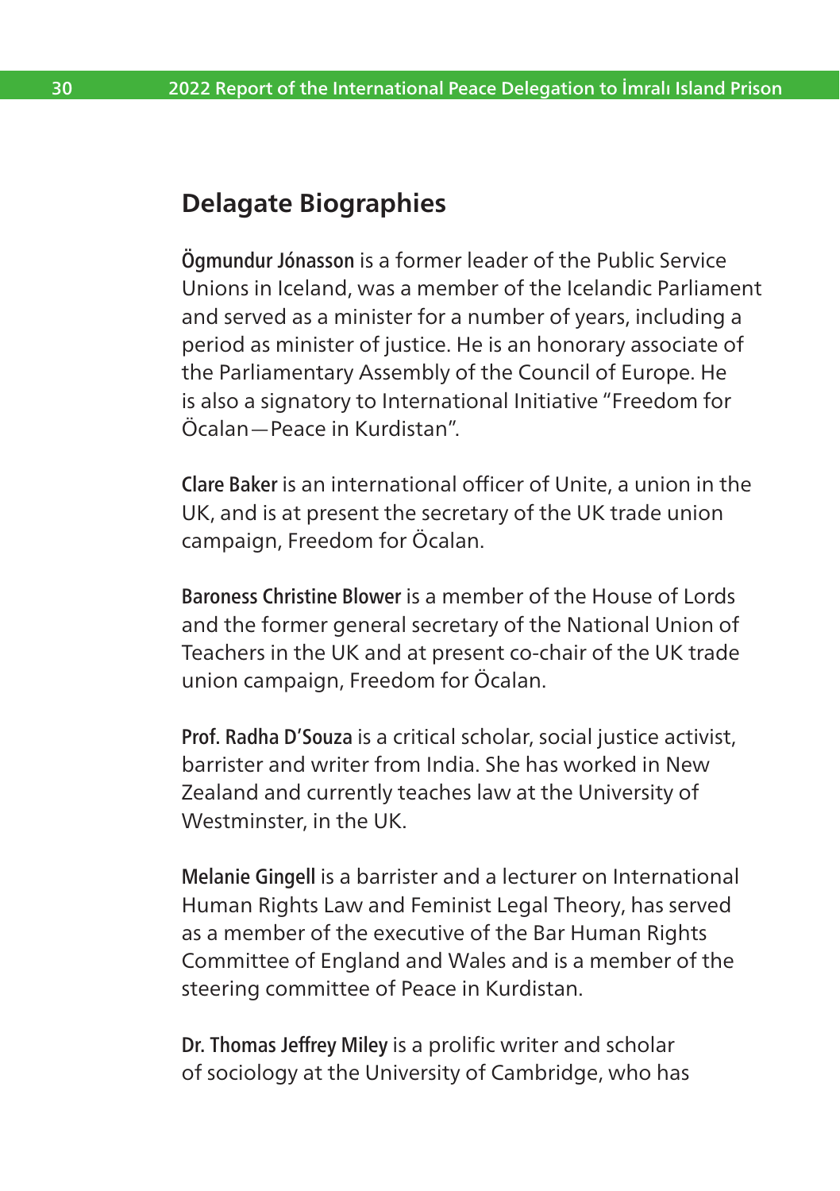## Delagate Biographies

**Ögmundur Jónasson** is a former leader of the Public Service Unions in Iceland, was a member of the Icelandic Parliament and served as a minister for a number of years, including a period as minister of justice. He is an honorary associate of the Parliamentary Assembly of the Council of Europe. He is also a signatory to International Initiative "Freedom for Öcalan—Peace in Kurdistan".

**Clare Baker** is an international officer of Unite, a union in the UK, and is at present the secretary of the UK trade union campaign, Freedom for Öcalan.

**Baroness Christine Blower** is a member of the House of Lords and the former general secretary of the National Union of Teachers in the UK and at present co-chair of the UK trade union campaign, Freedom for Öcalan.

**Prof. Radha D'Souza** is a critical scholar, social justice activist, barrister and writer from India. She has worked in New Zealand and currently teaches law at the University of Westminster, in the UK.

**Melanie Gingell** is a barrister and a lecturer on International Human Rights Law and Feminist Legal Theory, has served as a member of the executive of the Bar Human Rights Committee of England and Wales and is a member of the steering committee of Peace in Kurdistan.

**Dr. Thomas Jeffrey Miley** is a prolific writer and scholar of sociology at the University of Cambridge, who has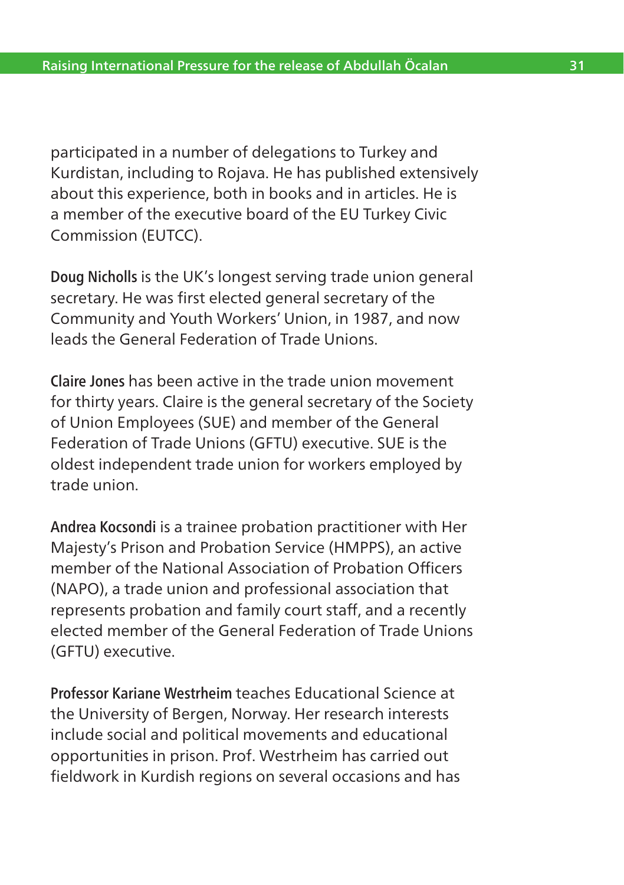participated in a number of delegations to Turkey and Kurdistan, including to Rojava. He has published extensively about this experience, both in books and in articles. He is a member of the executive board of the EU Turkey Civic Commission (EUTCC).

**Doug Nicholls** is the UK's longest serving trade union general secretary. He was first elected general secretary of the Community and Youth Workers' Union, in 1987, and now leads the General Federation of Trade Unions.

**Claire Jones** has been active in the trade union movement for thirty years. Claire is the general secretary of the Society of Union Employees (SUE) and member of the General Federation of Trade Unions (GFTU) executive. SUE is the oldest independent trade union for workers employed by trade union.

**Andrea Kocsondi** is a trainee probation practitioner with Her Majesty's Prison and Probation Service (HMPPS), an active member of the National Association of Probation Officers (NAPO), a trade union and professional association that represents probation and family court staff, and a recently elected member of the General Federation of Trade Unions (GFTU) executive.

**Professor Kariane Westrheim** teaches Educational Science at the University of Bergen, Norway. Her research interests include social and political movements and educational opportunities in prison. Prof. Westrheim has carried out fieldwork in Kurdish regions on several occasions and has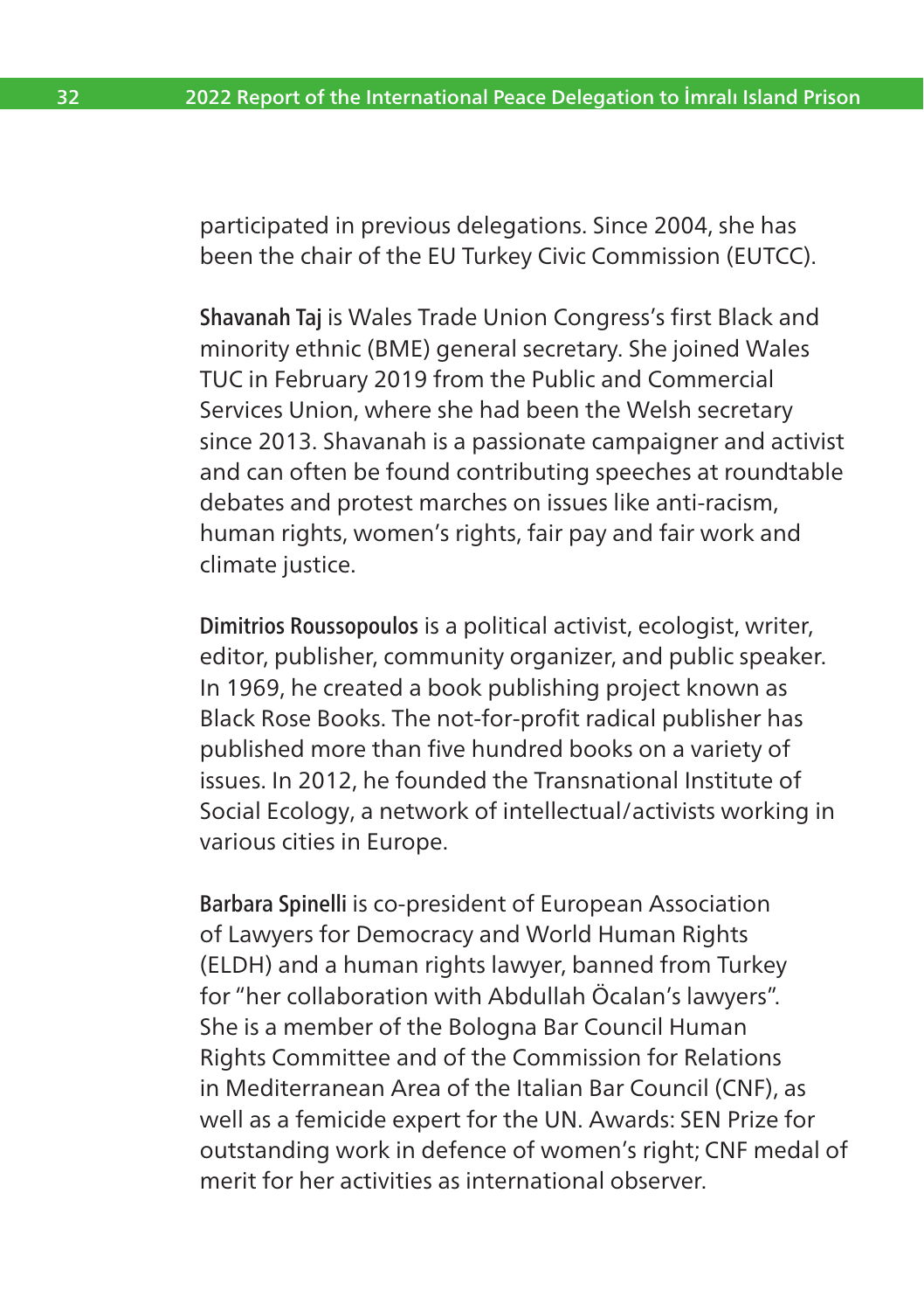participated in previous delegations. Since 2004, she has been the chair of the EU Turkey Civic Commission (EUTCC).

**Shavanah Taj** is Wales Trade Union Congress's first Black and minority ethnic (BME) general secretary. She joined Wales TUC in February 2019 from the Public and Commercial Services Union, where she had been the Welsh secretary since 2013. Shavanah is a passionate campaigner and activist and can often be found contributing speeches at roundtable debates and protest marches on issues like anti-racism, human rights, women's rights, fair pay and fair work and climate justice.

**Dimitrios Roussopoulos** is a political activist, ecologist, writer, editor, publisher, community organizer, and public speaker. In 1969, he created a book publishing project known as Black Rose Books. The not-for-profit radical publisher has published more than five hundred books on a variety of issues. In 2012, he founded the Transnational Institute of Social Ecology, a network of intellectual/activists working in various cities in Europe.

**Barbara Spinelli** is co-president of European Association of Lawyers for Democracy and World Human Rights (ELDH) and a human rights lawyer, banned from Turkey for "her collaboration with Abdullah Öcalan's lawyers". She is a member of the Bologna Bar Council Human Rights Committee and of the Commission for Relations in Mediterranean Area of the Italian Bar Council (CNF), as well as a femicide expert for the UN. Awards: SEN Prize for outstanding work in defence of women's right; CNF medal of merit for her activities as international observer.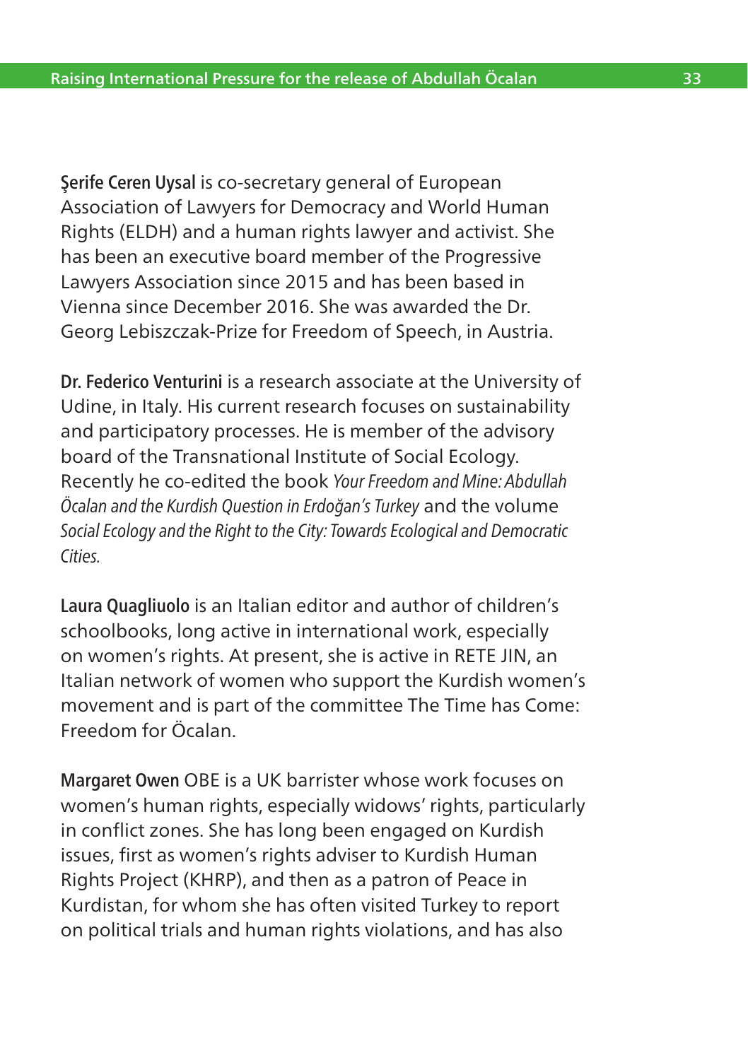**Şerife Ceren Uysal** is co-secretary general of European Association of Lawyers for Democracy and World Human Rights (ELDH) and a human rights lawyer and activist. She has been an executive board member of the Progressive Lawyers Association since 2015 and has been based in Vienna since December 2016. She was awarded the Dr. Georg Lebiszczak-Prize for Freedom of Speech, in Austria.

**Dr. Federico Venturini** is a research associate at the University of Udine, in Italy. His current research focuses on sustainability and participatory processes. He is member of the advisory board of the Transnational Institute of Social Ecology. Recently he co-edited the book *Your Freedom and Mine: Abdullah Öcalan and the Kurdish Question in Erdoğan's Turkey* and the volume *Social Ecology and the Right to the City: Towards Ecological and Democratic Cities.*

**Laura Quagliuolo** is an Italian editor and author of children's schoolbooks, long active in international work, especially on women's rights. At present, she is active in RETE JIN, an Italian network of women who support the Kurdish women's movement and is part of the committee The Time has Come: Freedom for Öcalan.

**Margaret Owen** OBE is a UK barrister whose work focuses on women's human rights, especially widows' rights, particularly in conflict zones. She has long been engaged on Kurdish issues, first as women's rights adviser to Kurdish Human Rights Project (KHRP), and then as a patron of Peace in Kurdistan, for whom she has often visited Turkey to report on political trials and human rights violations, and has also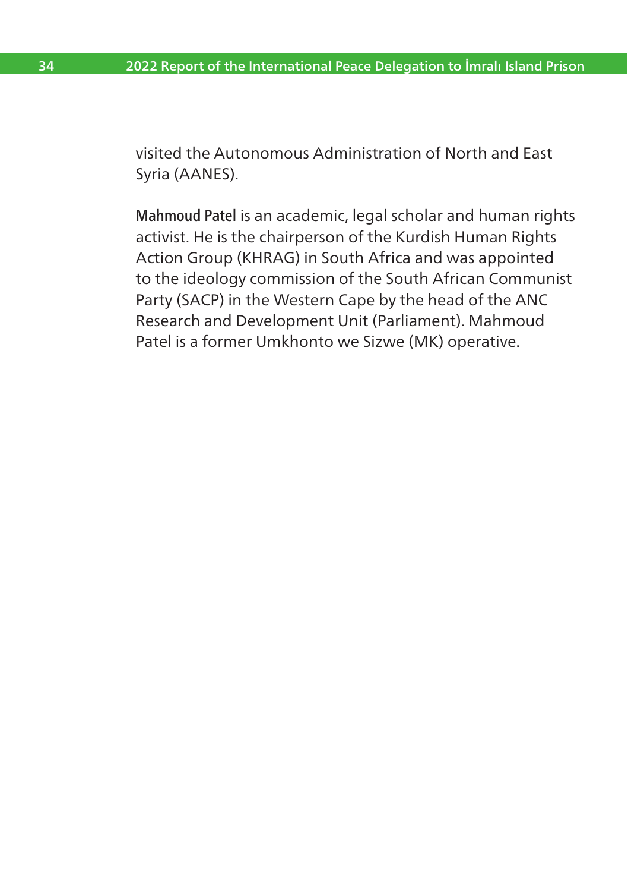visited the Autonomous Administration of North and East Syria (AANES).

**Mahmoud Patel** is an academic, legal scholar and human rights activist. He is the chairperson of the Kurdish Human Rights Action Group (KHRAG) in South Africa and was appointed to the ideology commission of the South African Communist Party (SACP) in the Western Cape by the head of the ANC Research and Development Unit (Parliament). Mahmoud Patel is a former Umkhonto we Sizwe (MK) operative.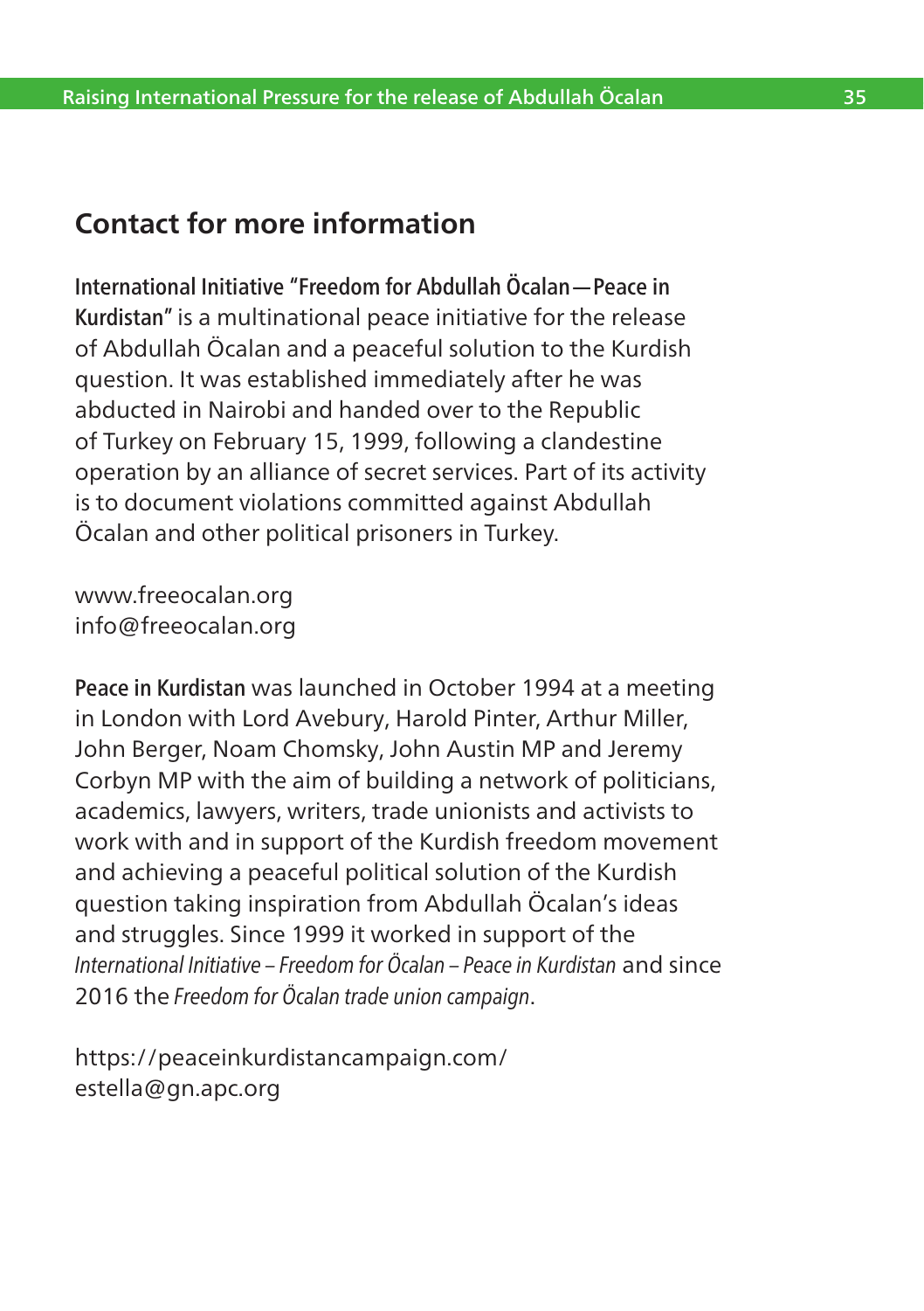## Contact for more information

**International Initiative "Freedom for Abdullah Öcalan — Peace in Kurdistan"** is a multinational peace initiative for the release of Abdullah Öcalan and a peaceful solution to the Kurdish question. It was established immediately after he was abducted in Nairobi and handed over to the Republic of Turkey on February 15, 1999, following a clandestine operation by an alliance of secret services. Part of its activity is to document violations committed against Abdullah Öcalan and other political prisoners in Turkey.

www.freeocalan.org
info@freeocalan.org

**Peace in Kurdistan** was launched in October 1994 at a meeting in London with Lord Avebury, Harold Pinter, Arthur Miller, John Berger, Noam Chomsky, John Austin MP and Jeremy Corbyn MP with the aim of building a network of politicians, academics, lawyers, writers, trade unionists and activists to work with and in support of the Kurdish freedom movement and achieving a peaceful political solution of the Kurdish question taking inspiration from Abdullah Öcalan's ideas and struggles. Since 1999 it worked in support of the *International Initiative – Freedom for Öcalan – Peace in Kurdistan* and since 2016 the *Freedom for Öcalan trade union campaign*.

https://peaceinkurdistancampaign.com/
estella@gn.apc.org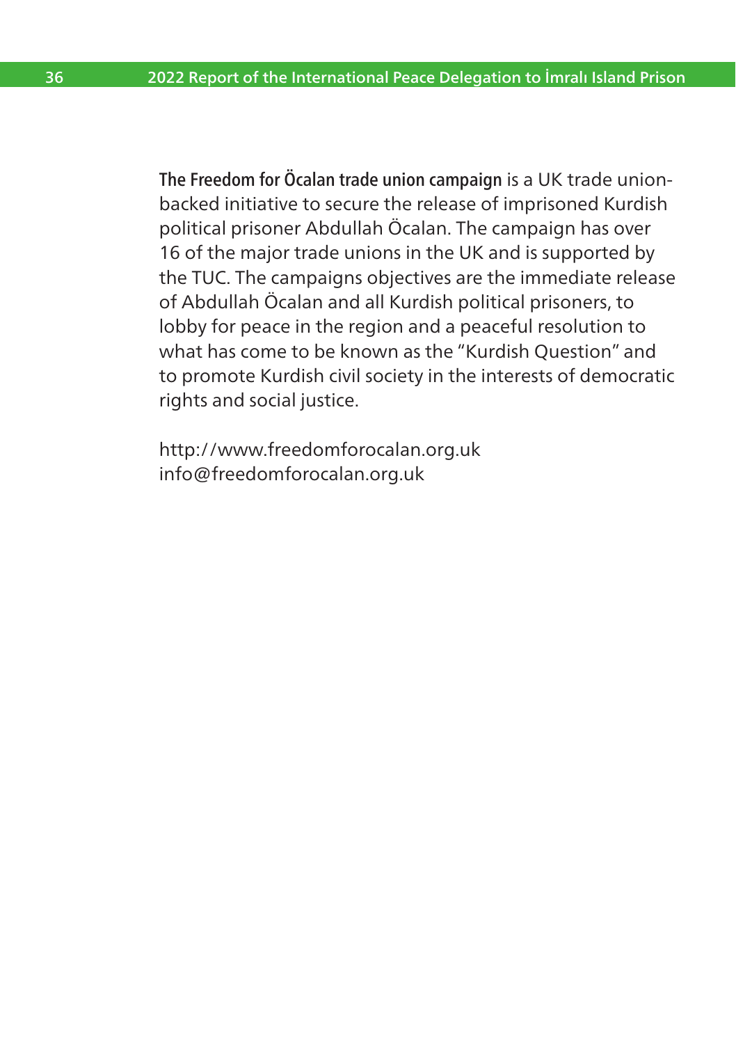**The Freedom for Öcalan trade union campaign** is a UK trade union-backed initiative to secure the release of imprisoned Kurdish political prisoner Abdullah Öcalan. The campaign has over 16 of the major trade unions in the UK and is supported by the TUC. The campaigns objectives are the immediate release of Abdullah Öcalan and all Kurdish political prisoners, to lobby for peace in the region and a peaceful resolution to what has come to be known as the "Kurdish Question" and to promote Kurdish civil society in the interests of democratic rights and social justice.

http://www.freedomforocalan.org.uk
info@freedomforocalan.org.uk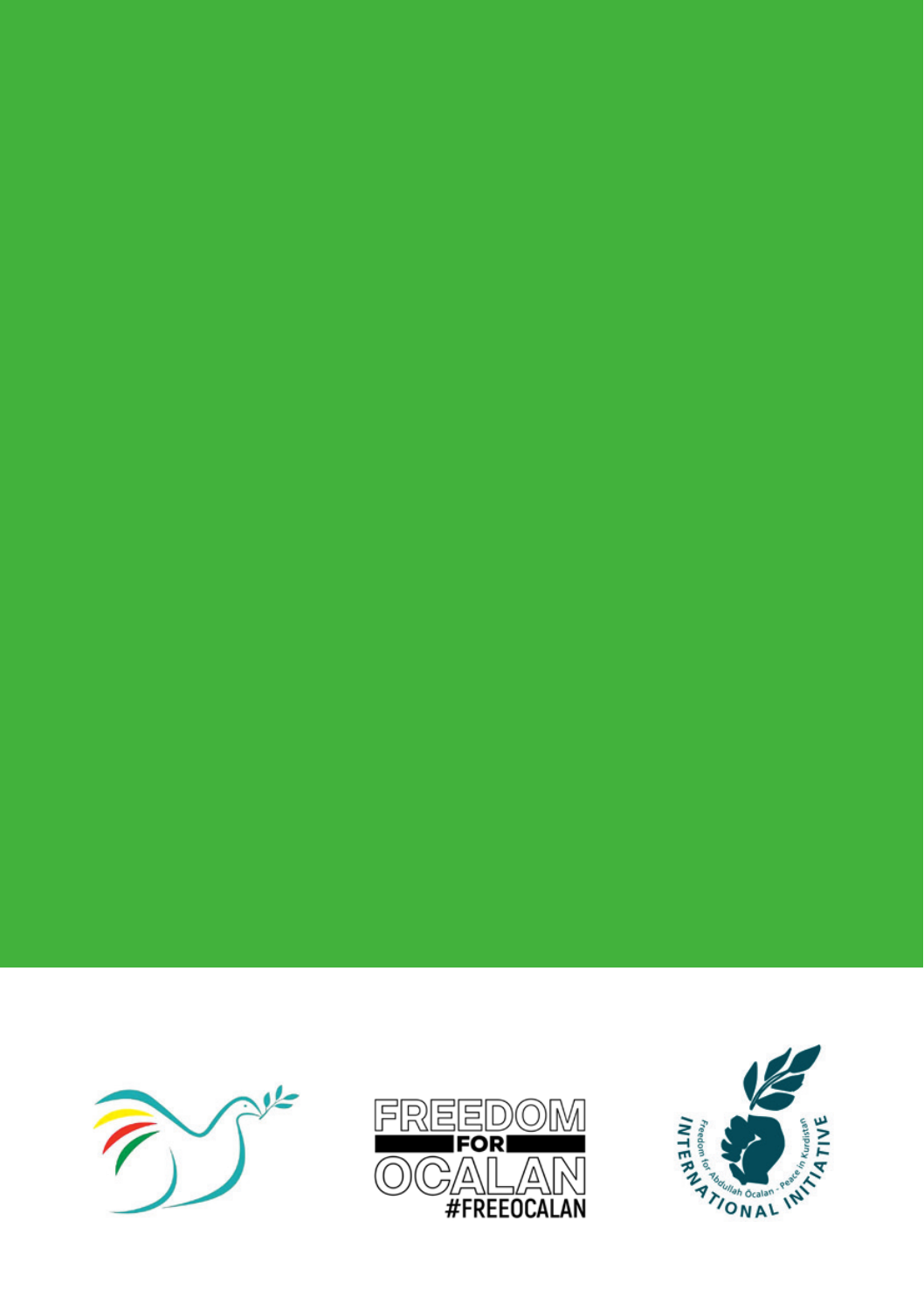FREEDOM FOR OCALAN

#FREEOCALAN

INTERNATIONAL INITIATIVE

Freedom for Abdullah Öcalan - Peace in Kurdistan